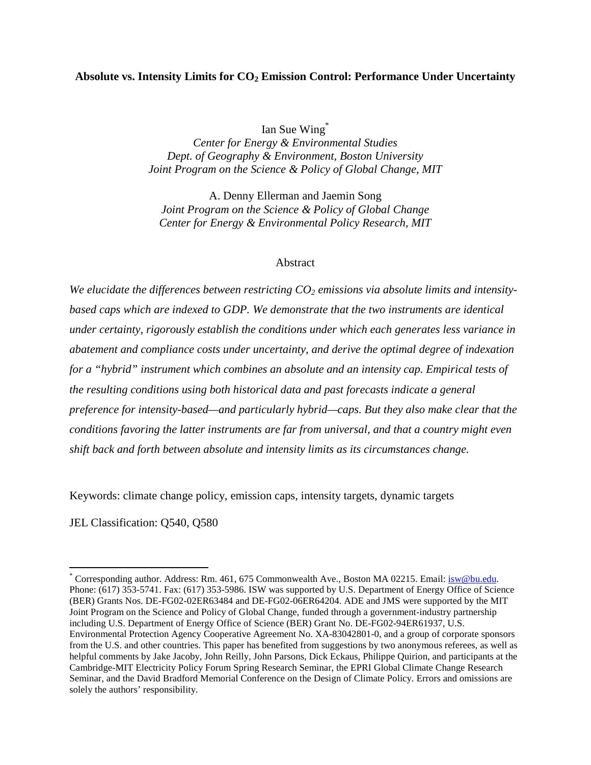# Absolute vs. Intensity Limits for $CO_2$ Emission Control: Performance Under Uncertainty

Ian Sue Wing[*]

*Center for Energy & Environmental Studies*
*Dept. of Geography & Environment, Boston University*
*Joint Program on the Science & Policy of Global Change, MIT*

A. Denny Ellerman and Jaemin Song

*Joint Program on the Science & Policy of Global Change*
*Center for Energy & Environmental Policy Research, MIT*

## Abstract

*We elucidate the differences between restricting $CO_2$ emissions via absolute limits and intensity-based caps which are indexed to GDP. We demonstrate that the two instruments are identical under certainty, rigorously establish the conditions under which each generates less variance in abatement and compliance costs under uncertainty, and derive the optimal degree of indexation for a "hybrid" instrument which combines an absolute and an intensity cap. Empirical tests of the resulting conditions using both historical data and past forecasts indicate a general preference for intensity-based—and particularly hybrid—caps. But they also make clear that the conditions favoring the latter instruments are far from universal, and that a country might even shift back and forth between absolute and intensity limits as its circumstances change.*

Keywords: climate change policy, emission caps, intensity targets, dynamic targets

JEL Classification: Q540, Q580

[*] Corresponding author. Address: Rm. 461, 675 Commonwealth Ave., Boston MA 02215. Email: isw@bu.edu. Phone: (617) 353-5741. Fax: (617) 353-5986. ISW was supported by U.S. Department of Energy Office of Science (BER) Grants Nos. DE-FG02-02ER63484 and DE-FG02-06ER64204. ADE and JMS were supported by the MIT Joint Program on the Science and Policy of Global Change, funded through a government-industry partnership including U.S. Department of Energy Office of Science (BER) Grant No. DE-FG02-94ER61937, U.S. Environmental Protection Agency Cooperative Agreement No. XA-83042801-0, and a group of corporate sponsors from the U.S. and other countries. This paper has benefited from suggestions by two anonymous referees, as well as helpful comments by Jake Jacoby, John Reilly, John Parsons, Dick Eckaus, Philippe Quirion, and participants at the Cambridge-MIT Electricity Policy Forum Spring Research Seminar, the EPRI Global Climate Change Research Seminar, and the David Bradford Memorial Conference on the Design of Climate Policy. Errors and omissions are solely the authors' responsibility.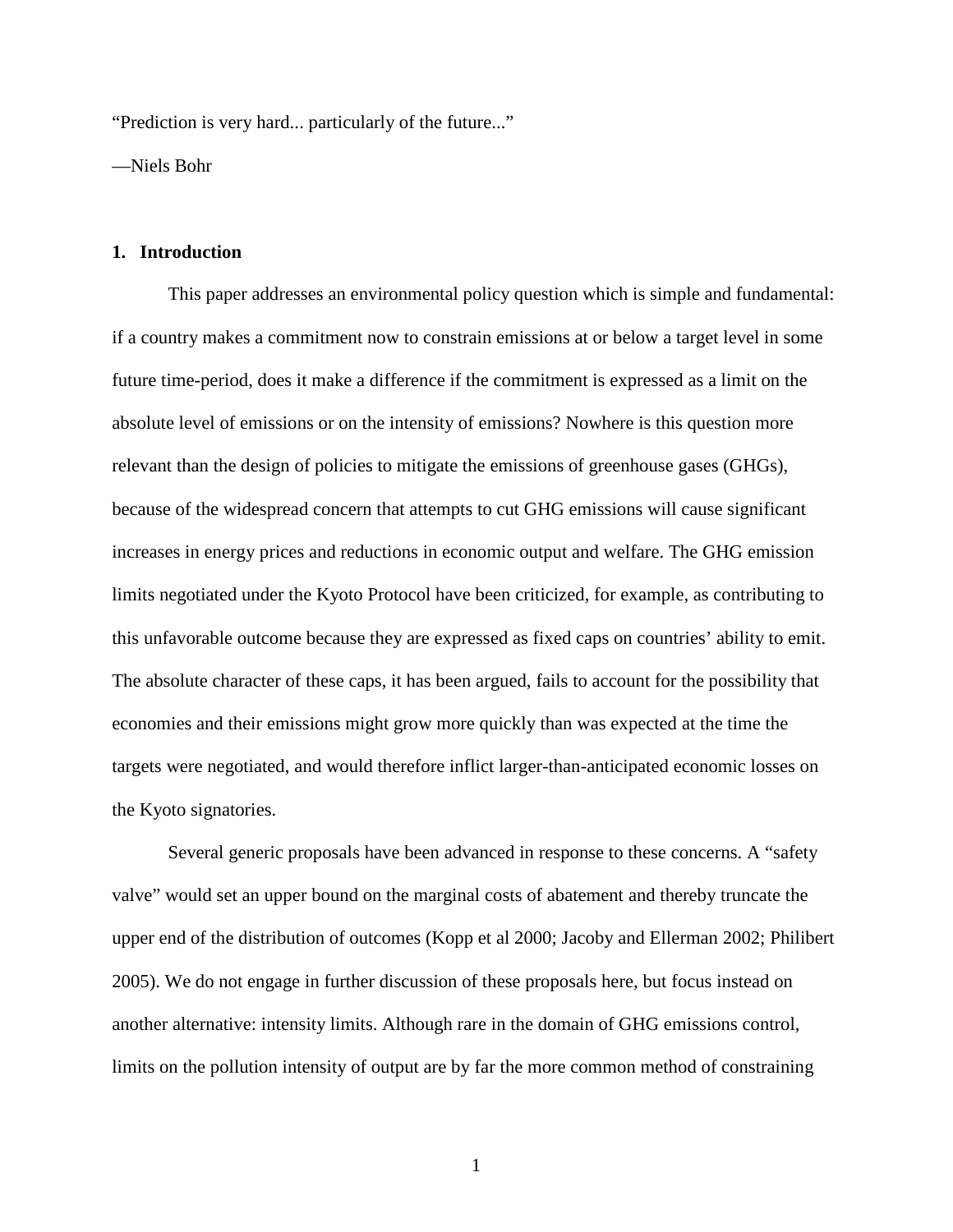"Prediction is very hard... particularly of the future..."

—Niels Bohr

## 1. Introduction

This paper addresses an environmental policy question which is simple and fundamental: if a country makes a commitment now to constrain emissions at or below a target level in some future time-period, does it make a difference if the commitment is expressed as a limit on the absolute level of emissions or on the intensity of emissions? Nowhere is this question more relevant than the design of policies to mitigate the emissions of greenhouse gases (GHGs), because of the widespread concern that attempts to cut GHG emissions will cause significant increases in energy prices and reductions in economic output and welfare. The GHG emission limits negotiated under the Kyoto Protocol have been criticized, for example, as contributing to this unfavorable outcome because they are expressed as fixed caps on countries' ability to emit. The absolute character of these caps, it has been argued, fails to account for the possibility that economies and their emissions might grow more quickly than was expected at the time the targets were negotiated, and would therefore inflict larger-than-anticipated economic losses on the Kyoto signatories.

Several generic proposals have been advanced in response to these concerns. A "safety valve" would set an upper bound on the marginal costs of abatement and thereby truncate the upper end of the distribution of outcomes (Kopp et al 2000; Jacoby and Ellerman 2002; Philibert 2005). We do not engage in further discussion of these proposals here, but focus instead on another alternative: intensity limits. Although rare in the domain of GHG emissions control, limits on the pollution intensity of output are by far the more common method of constraining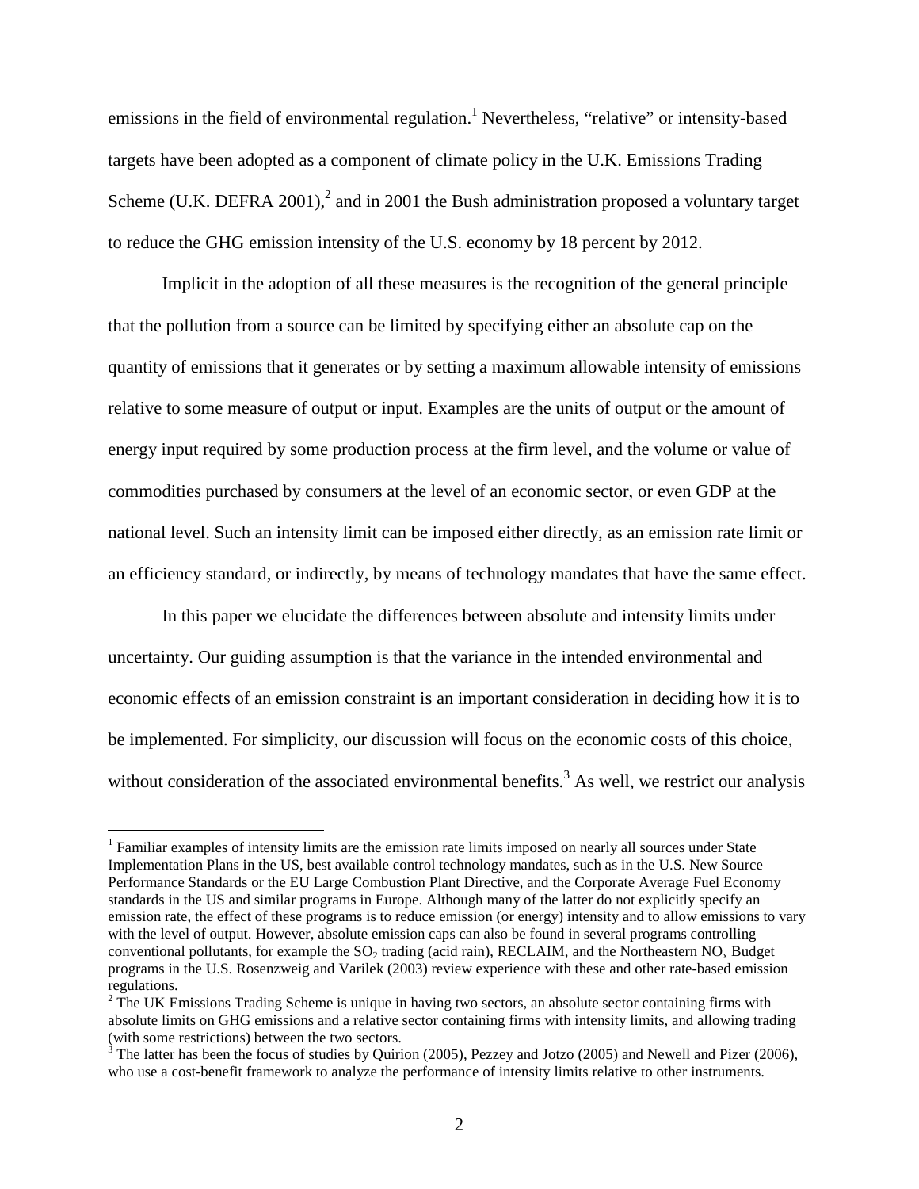emissions in the field of environmental regulation.[1] Nevertheless, "relative" or intensity-based targets have been adopted as a component of climate policy in the U.K. Emissions Trading Scheme (U.K. DEFRA 2001),[2] and in 2001 the Bush administration proposed a voluntary target to reduce the GHG emission intensity of the U.S. economy by 18 percent by 2012.

Implicit in the adoption of all these measures is the recognition of the general principle that the pollution from a source can be limited by specifying either an absolute cap on the quantity of emissions that it generates or by setting a maximum allowable intensity of emissions relative to some measure of output or input. Examples are the units of output or the amount of energy input required by some production process at the firm level, and the volume or value of commodities purchased by consumers at the level of an economic sector, or even GDP at the national level. Such an intensity limit can be imposed either directly, as an emission rate limit or an efficiency standard, or indirectly, by means of technology mandates that have the same effect.

In this paper we elucidate the differences between absolute and intensity limits under uncertainty. Our guiding assumption is that the variance in the intended environmental and economic effects of an emission constraint is an important consideration in deciding how it is to be implemented. For simplicity, our discussion will focus on the economic costs of this choice, without consideration of the associated environmental benefits.[3] As well, we restrict our analysis

[1] Familiar examples of intensity limits are the emission rate limits imposed on nearly all sources under State Implementation Plans in the US, best available control technology mandates, such as in the U.S. New Source Performance Standards or the EU Large Combustion Plant Directive, and the Corporate Average Fuel Economy standards in the US and similar programs in Europe. Although many of the latter do not explicitly specify an emission rate, the effect of these programs is to reduce emission (or energy) intensity and to allow emissions to vary with the level of output. However, absolute emission caps can also be found in several programs controlling conventional pollutants, for example the $SO_2$ trading (acid rain), RECLAIM, and the Northeastern $NO_x$ Budget programs in the U.S. Rosenzweig and Varilek (2003) review experience with these and other rate-based emission regulations.

[2] The UK Emissions Trading Scheme is unique in having two sectors, an absolute sector containing firms with absolute limits on GHG emissions and a relative sector containing firms with intensity limits, and allowing trading (with some restrictions) between the two sectors.

[3] The latter has been the focus of studies by Quirion (2005), Pezzey and Jotzo (2005) and Newell and Pizer (2006), who use a cost-benefit framework to analyze the performance of intensity limits relative to other instruments.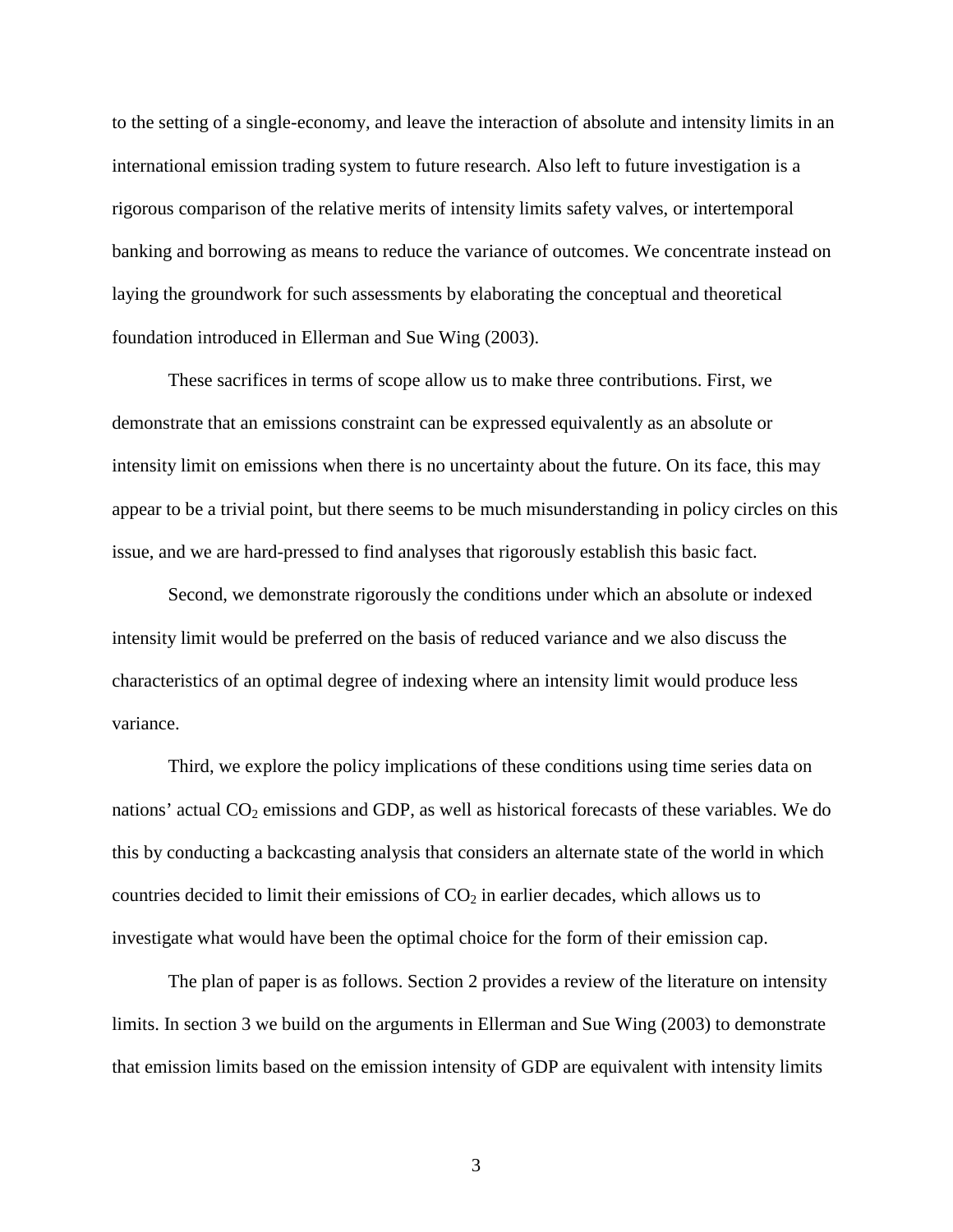to the setting of a single-economy, and leave the interaction of absolute and intensity limits in an international emission trading system to future research. Also left to future investigation is a rigorous comparison of the relative merits of intensity limits safety valves, or intertemporal banking and borrowing as means to reduce the variance of outcomes. We concentrate instead on laying the groundwork for such assessments by elaborating the conceptual and theoretical foundation introduced in Ellerman and Sue Wing (2003).

These sacrifices in terms of scope allow us to make three contributions. First, we demonstrate that an emissions constraint can be expressed equivalently as an absolute or intensity limit on emissions when there is no uncertainty about the future. On its face, this may appear to be a trivial point, but there seems to be much misunderstanding in policy circles on this issue, and we are hard-pressed to find analyses that rigorously establish this basic fact.

Second, we demonstrate rigorously the conditions under which an absolute or indexed intensity limit would be preferred on the basis of reduced variance and we also discuss the characteristics of an optimal degree of indexing where an intensity limit would produce less variance.

Third, we explore the policy implications of these conditions using time series data on nations' actual $CO_2$ emissions and GDP, as well as historical forecasts of these variables. We do this by conducting a backcasting analysis that considers an alternate state of the world in which countries decided to limit their emissions of $CO_2$ in earlier decades, which allows us to investigate what would have been the optimal choice for the form of their emission cap.

The plan of paper is as follows. Section 2 provides a review of the literature on intensity limits. In section 3 we build on the arguments in Ellerman and Sue Wing (2003) to demonstrate that emission limits based on the emission intensity of GDP are equivalent with intensity limits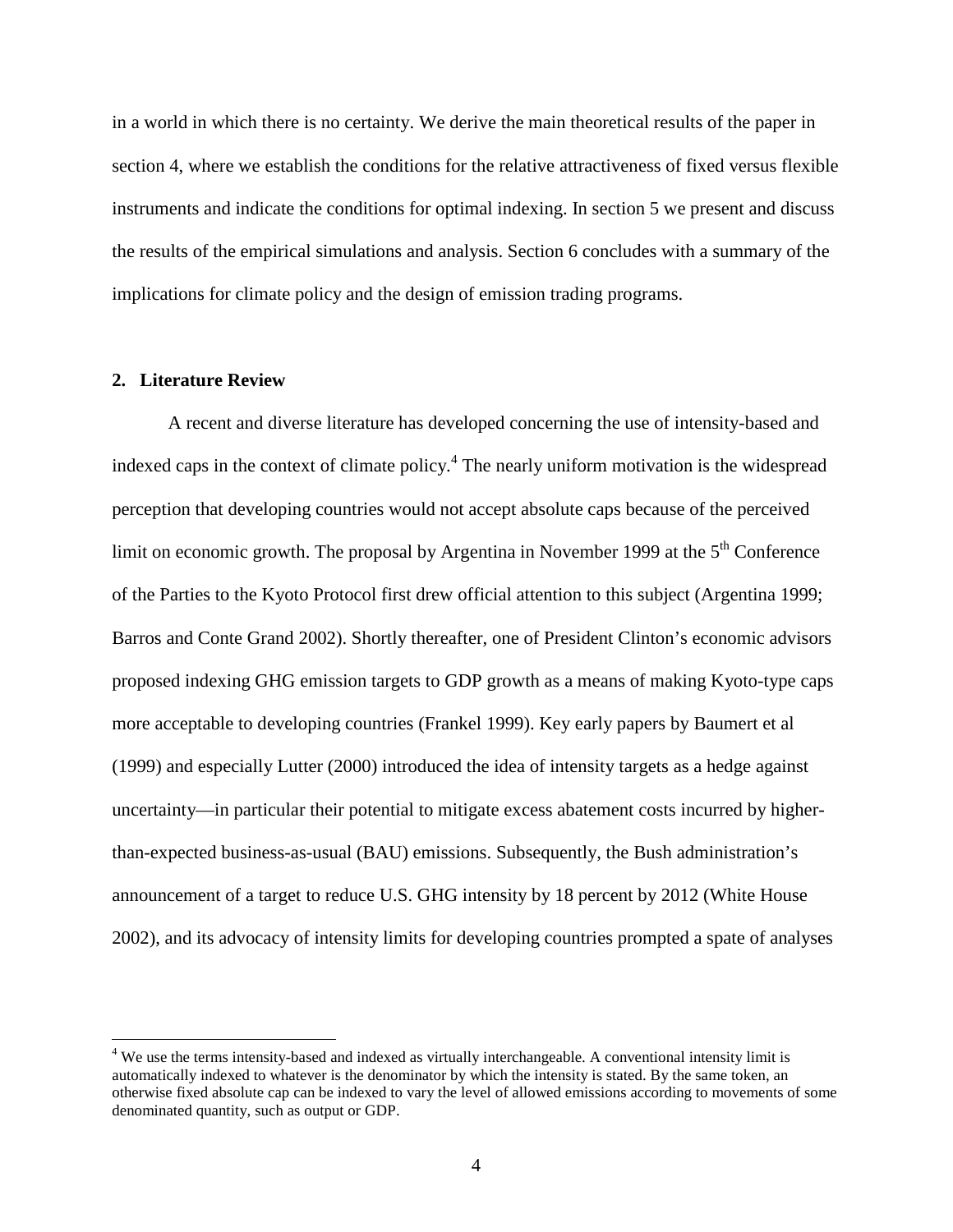in a world in which there is no certainty. We derive the main theoretical results of the paper in section 4, where we establish the conditions for the relative attractiveness of fixed versus flexible instruments and indicate the conditions for optimal indexing. In section 5 we present and discuss the results of the empirical simulations and analysis. Section 6 concludes with a summary of the implications for climate policy and the design of emission trading programs.

## 2. Literature Review

A recent and diverse literature has developed concerning the use of intensity-based and indexed caps in the context of climate policy.[4] The nearly uniform motivation is the widespread perception that developing countries would not accept absolute caps because of the perceived limit on economic growth. The proposal by Argentina in November 1999 at the 5th Conference of the Parties to the Kyoto Protocol first drew official attention to this subject (Argentina 1999; Barros and Conte Grand 2002). Shortly thereafter, one of President Clinton's economic advisors proposed indexing GHG emission targets to GDP growth as a means of making Kyoto-type caps more acceptable to developing countries (Frankel 1999). Key early papers by Baumert et al (1999) and especially Lutter (2000) introduced the idea of intensity targets as a hedge against uncertainty—in particular their potential to mitigate excess abatement costs incurred by higher-than-expected business-as-usual (BAU) emissions. Subsequently, the Bush administration's announcement of a target to reduce U.S. GHG intensity by 18 percent by 2012 (White House 2002), and its advocacy of intensity limits for developing countries prompted a spate of analyses

[4] We use the terms intensity-based and indexed as virtually interchangeable. A conventional intensity limit is automatically indexed to whatever is the denominator by which the intensity is stated. By the same token, an otherwise fixed absolute cap can be indexed to vary the level of allowed emissions according to movements of some denominated quantity, such as output or GDP.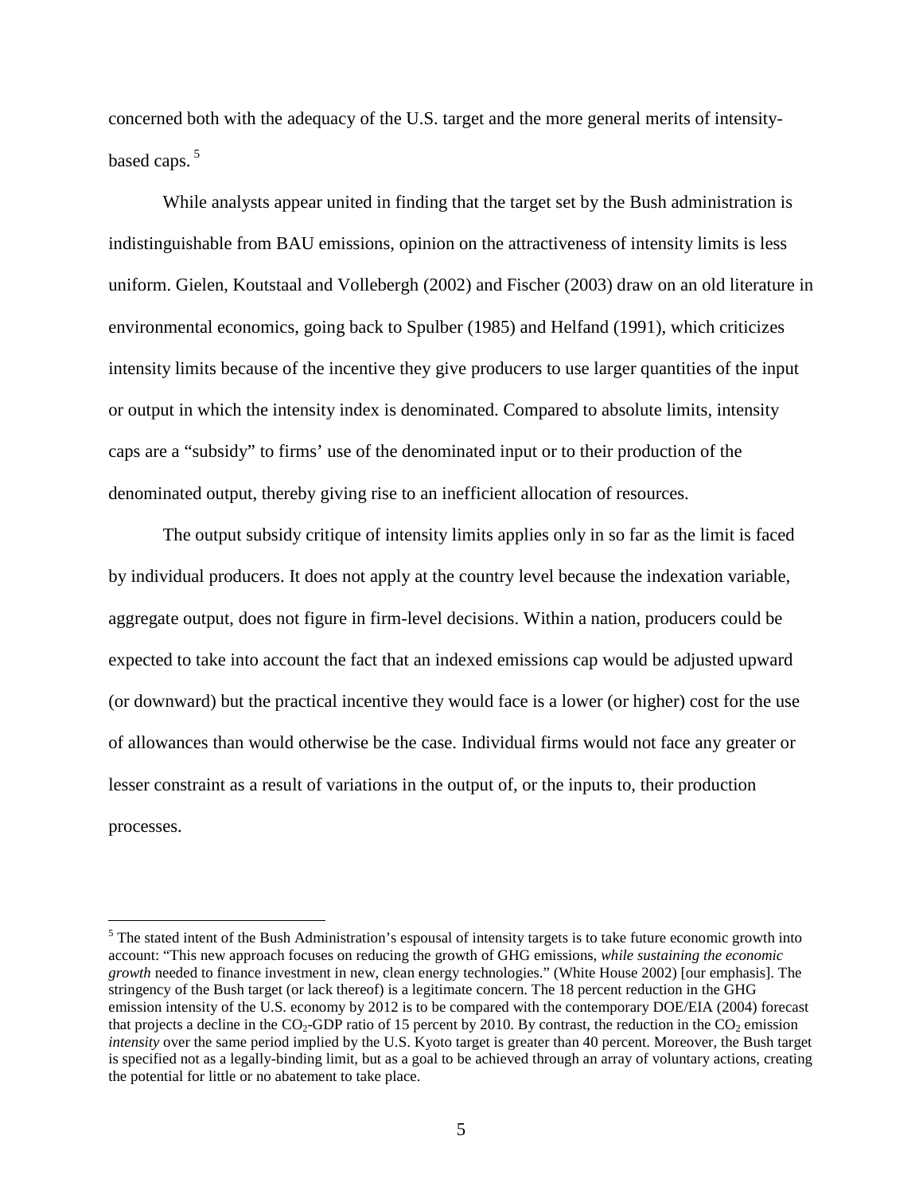concerned both with the adequacy of the U.S. target and the more general merits of intensity-based caps. [5]

While analysts appear united in finding that the target set by the Bush administration is indistinguishable from BAU emissions, opinion on the attractiveness of intensity limits is less uniform. Gielen, Koutstaal and Vollebergh (2002) and Fischer (2003) draw on an old literature in environmental economics, going back to Spulber (1985) and Helfand (1991), which criticizes intensity limits because of the incentive they give producers to use larger quantities of the input or output in which the intensity index is denominated. Compared to absolute limits, intensity caps are a "subsidy" to firms' use of the denominated input or to their production of the denominated output, thereby giving rise to an inefficient allocation of resources.

The output subsidy critique of intensity limits applies only in so far as the limit is faced by individual producers. It does not apply at the country level because the indexation variable, aggregate output, does not figure in firm-level decisions. Within a nation, producers could be expected to take into account the fact that an indexed emissions cap would be adjusted upward (or downward) but the practical incentive they would face is a lower (or higher) cost for the use of allowances than would otherwise be the case. Individual firms would not face any greater or lesser constraint as a result of variations in the output of, or the inputs to, their production processes.

---

[5] The stated intent of the Bush Administration's espousal of intensity targets is to take future economic growth into account: "This new approach focuses on reducing the growth of GHG emissions, *while sustaining the economic growth* needed to finance investment in new, clean energy technologies." (White House 2002) [our emphasis]. The stringency of the Bush target (or lack thereof) is a legitimate concern. The 18 percent reduction in the GHG emission intensity of the U.S. economy by 2012 is to be compared with the contemporary DOE/EIA (2004) forecast that projects a decline in the $CO_2$-GDP ratio of 15 percent by 2010. By contrast, the reduction in the $CO_2$ emission *intensity* over the same period implied by the U.S. Kyoto target is greater than 40 percent. Moreover, the Bush target is specified not as a legally-binding limit, but as a goal to be achieved through an array of voluntary actions, creating the potential for little or no abatement to take place.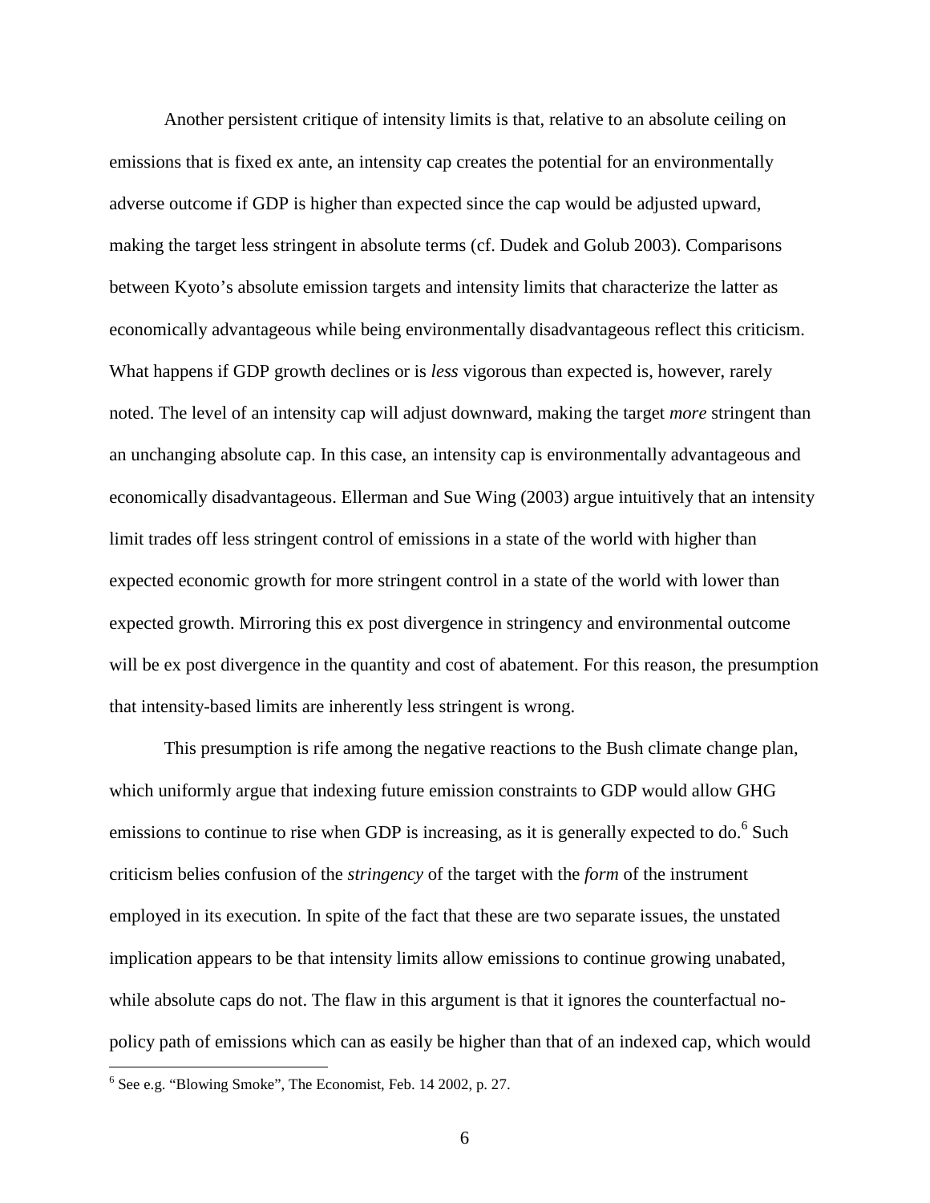Another persistent critique of intensity limits is that, relative to an absolute ceiling on emissions that is fixed ex ante, an intensity cap creates the potential for an environmentally adverse outcome if GDP is higher than expected since the cap would be adjusted upward, making the target less stringent in absolute terms (cf. Dudek and Golub 2003). Comparisons between Kyoto's absolute emission targets and intensity limits that characterize the latter as economically advantageous while being environmentally disadvantageous reflect this criticism. What happens if GDP growth declines or is *less* vigorous than expected is, however, rarely noted. The level of an intensity cap will adjust downward, making the target *more* stringent than an unchanging absolute cap. In this case, an intensity cap is environmentally advantageous and economically disadvantageous. Ellerman and Sue Wing (2003) argue intuitively that an intensity limit trades off less stringent control of emissions in a state of the world with higher than expected economic growth for more stringent control in a state of the world with lower than expected growth. Mirroring this ex post divergence in stringency and environmental outcome will be ex post divergence in the quantity and cost of abatement. For this reason, the presumption that intensity-based limits are inherently less stringent is wrong.

This presumption is rife among the negative reactions to the Bush climate change plan, which uniformly argue that indexing future emission constraints to GDP would allow GHG emissions to continue to rise when GDP is increasing, as it is generally expected to do.[6] Such criticism belies confusion of the *stringency* of the target with the *form* of the instrument employed in its execution. In spite of the fact that these are two separate issues, the unstated implication appears to be that intensity limits allow emissions to continue growing unabated, while absolute caps do not. The flaw in this argument is that it ignores the counterfactual no-policy path of emissions which can as easily be higher than that of an indexed cap, which would

[6] See e.g. "Blowing Smoke", The Economist, Feb. 14 2002, p. 27.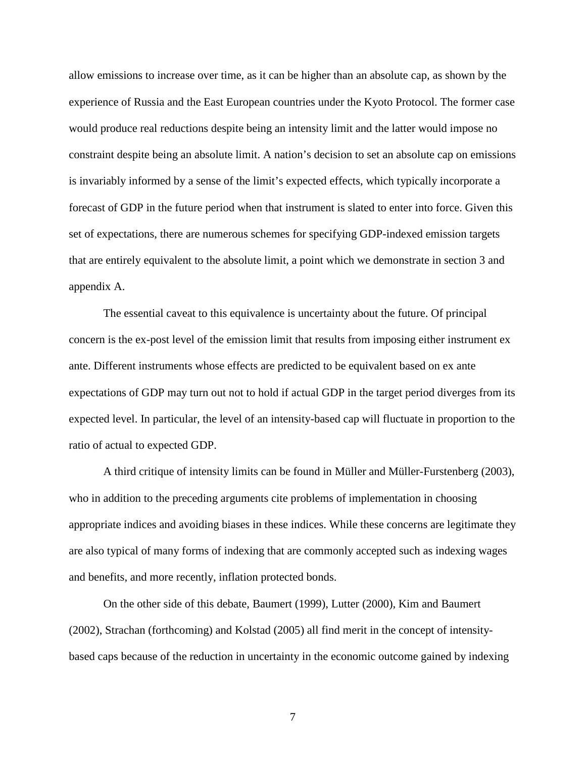allow emissions to increase over time, as it can be higher than an absolute cap, as shown by the experience of Russia and the East European countries under the Kyoto Protocol. The former case would produce real reductions despite being an intensity limit and the latter would impose no constraint despite being an absolute limit. A nation's decision to set an absolute cap on emissions is invariably informed by a sense of the limit's expected effects, which typically incorporate a forecast of GDP in the future period when that instrument is slated to enter into force. Given this set of expectations, there are numerous schemes for specifying GDP-indexed emission targets that are entirely equivalent to the absolute limit, a point which we demonstrate in section 3 and appendix A.

The essential caveat to this equivalence is uncertainty about the future. Of principal concern is the ex-post level of the emission limit that results from imposing either instrument ex ante. Different instruments whose effects are predicted to be equivalent based on ex ante expectations of GDP may turn out not to hold if actual GDP in the target period diverges from its expected level. In particular, the level of an intensity-based cap will fluctuate in proportion to the ratio of actual to expected GDP.

A third critique of intensity limits can be found in Müller and Müller-Furstenberg (2003), who in addition to the preceding arguments cite problems of implementation in choosing appropriate indices and avoiding biases in these indices. While these concerns are legitimate they are also typical of many forms of indexing that are commonly accepted such as indexing wages and benefits, and more recently, inflation protected bonds.

On the other side of this debate, Baumert (1999), Lutter (2000), Kim and Baumert (2002), Strachan (forthcoming) and Kolstad (2005) all find merit in the concept of intensity-based caps because of the reduction in uncertainty in the economic outcome gained by indexing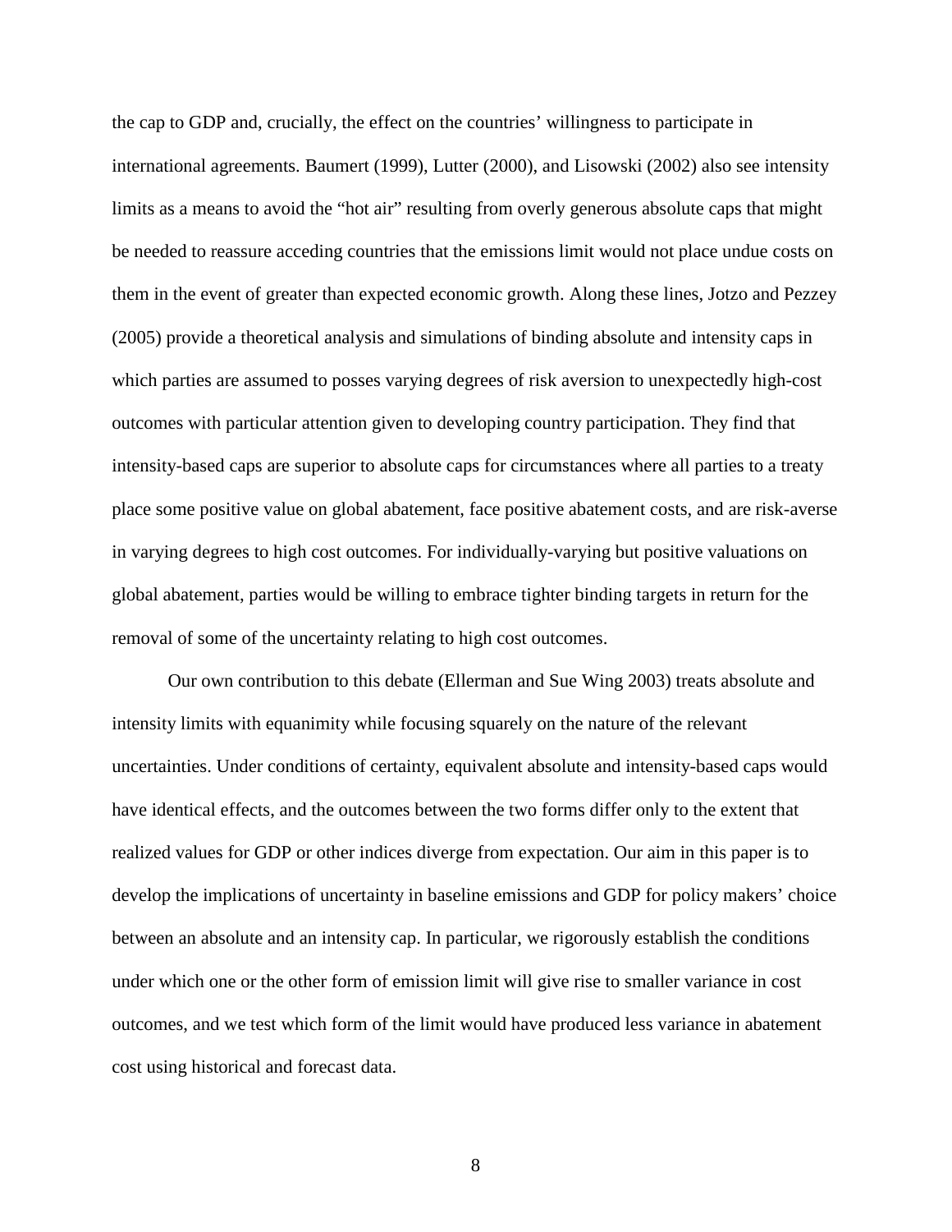the cap to GDP and, crucially, the effect on the countries' willingness to participate in international agreements. Baumert (1999), Lutter (2000), and Lisowski (2002) also see intensity limits as a means to avoid the "hot air" resulting from overly generous absolute caps that might be needed to reassure acceding countries that the emissions limit would not place undue costs on them in the event of greater than expected economic growth. Along these lines, Jotzo and Pezzey (2005) provide a theoretical analysis and simulations of binding absolute and intensity caps in which parties are assumed to posses varying degrees of risk aversion to unexpectedly high-cost outcomes with particular attention given to developing country participation. They find that intensity-based caps are superior to absolute caps for circumstances where all parties to a treaty place some positive value on global abatement, face positive abatement costs, and are risk-averse in varying degrees to high cost outcomes. For individually-varying but positive valuations on global abatement, parties would be willing to embrace tighter binding targets in return for the removal of some of the uncertainty relating to high cost outcomes.

Our own contribution to this debate (Ellerman and Sue Wing 2003) treats absolute and intensity limits with equanimity while focusing squarely on the nature of the relevant uncertainties. Under conditions of certainty, equivalent absolute and intensity-based caps would have identical effects, and the outcomes between the two forms differ only to the extent that realized values for GDP or other indices diverge from expectation. Our aim in this paper is to develop the implications of uncertainty in baseline emissions and GDP for policy makers' choice between an absolute and an intensity cap. In particular, we rigorously establish the conditions under which one or the other form of emission limit will give rise to smaller variance in cost outcomes, and we test which form of the limit would have produced less variance in abatement cost using historical and forecast data.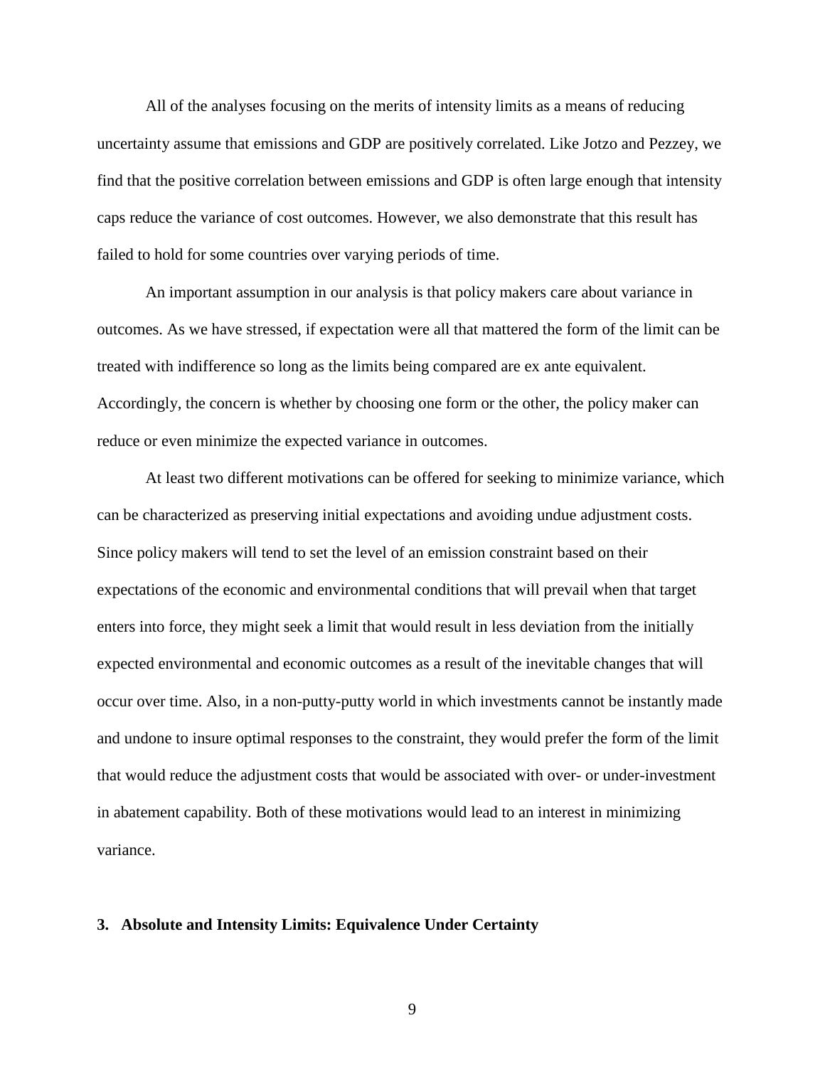All of the analyses focusing on the merits of intensity limits as a means of reducing uncertainty assume that emissions and GDP are positively correlated. Like Jotzo and Pezzey, we find that the positive correlation between emissions and GDP is often large enough that intensity caps reduce the variance of cost outcomes. However, we also demonstrate that this result has failed to hold for some countries over varying periods of time.

An important assumption in our analysis is that policy makers care about variance in outcomes. As we have stressed, if expectation were all that mattered the form of the limit can be treated with indifference so long as the limits being compared are ex ante equivalent. Accordingly, the concern is whether by choosing one form or the other, the policy maker can reduce or even minimize the expected variance in outcomes.

At least two different motivations can be offered for seeking to minimize variance, which can be characterized as preserving initial expectations and avoiding undue adjustment costs. Since policy makers will tend to set the level of an emission constraint based on their expectations of the economic and environmental conditions that will prevail when that target enters into force, they might seek a limit that would result in less deviation from the initially expected environmental and economic outcomes as a result of the inevitable changes that will occur over time. Also, in a non-putty-putty world in which investments cannot be instantly made and undone to insure optimal responses to the constraint, they would prefer the form of the limit that would reduce the adjustment costs that would be associated with over- or under-investment in abatement capability. Both of these motivations would lead to an interest in minimizing variance.

## 3. Absolute and Intensity Limits: Equivalence Under Certainty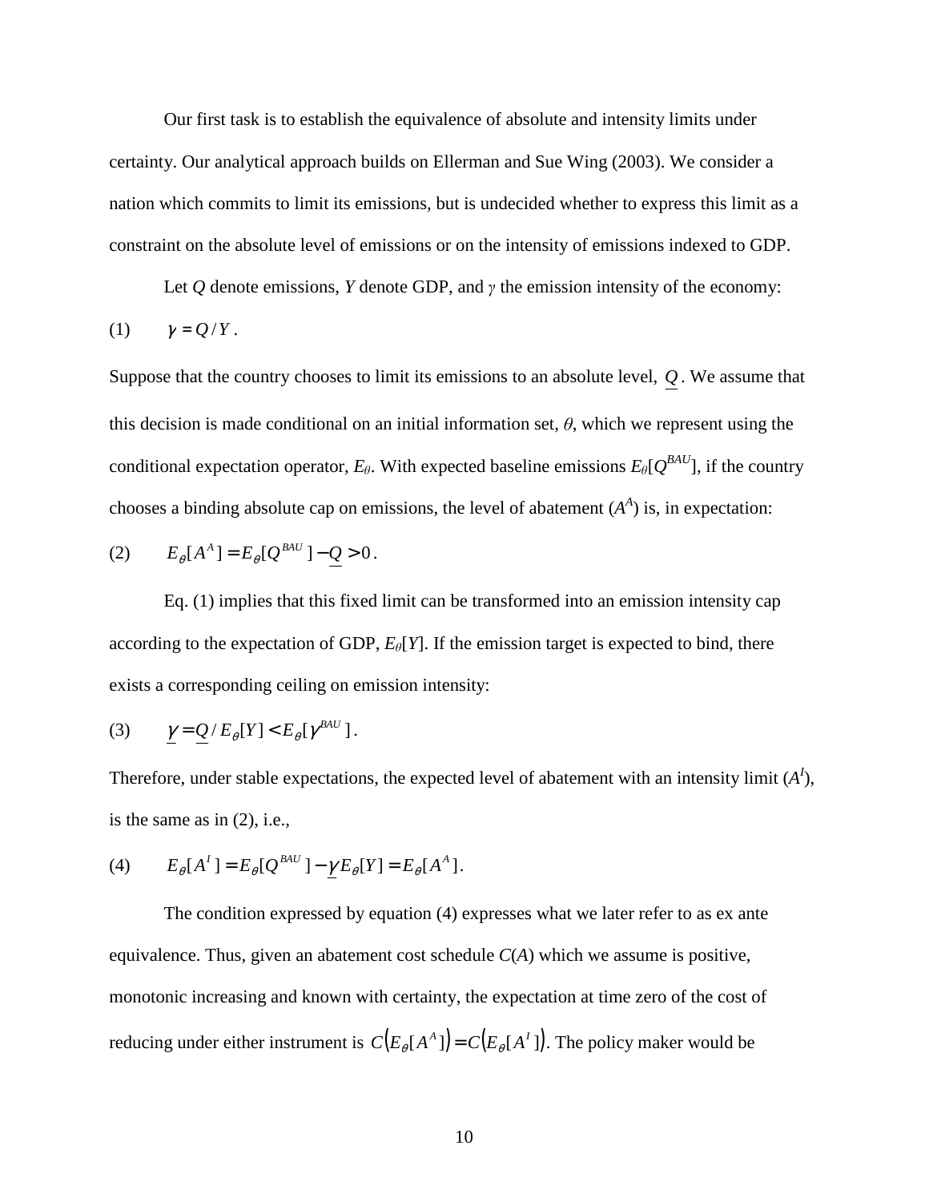Our first task is to establish the equivalence of absolute and intensity limits under certainty. Our analytical approach builds on Ellerman and Sue Wing (2003). We consider a nation which commits to limit its emissions, but is undecided whether to express this limit as a constraint on the absolute level of emissions or on the intensity of emissions indexed to GDP.

Let $Q$ denote emissions, $Y$ denote GDP, and $\gamma$ the emission intensity of the economy:

(1) $\quad \gamma = Q / Y$ .

Suppose that the country chooses to limit its emissions to an absolute level, $\underline{Q}$. We assume that this decision is made conditional on an initial information set, $\theta$, which we represent using the conditional expectation operator, $E_\theta$. With expected baseline emissions $E_\theta[Q^{BAU}]$, if the country chooses a binding absolute cap on emissions, the level of abatement ($A^A$) is, in expectation:

(2) $\quad E_\theta[A^A] = E_\theta[Q^{BAU}] - \underline{Q} > 0$ .

Eq. (1) implies that this fixed limit can be transformed into an emission intensity cap according to the expectation of GDP, $E_\theta[Y]$. If the emission target is expected to bind, there exists a corresponding ceiling on emission intensity:

(3) $\quad \underline{\gamma} = \underline{Q} / E_\theta[Y] < E_\theta[\gamma^{BAU}]$ .

Therefore, under stable expectations, the expected level of abatement with an intensity limit ($A^I$), is the same as in (2), i.e.,

(4) $\quad E_\theta[A^I] = E_\theta[Q^{BAU}] - \underline{\gamma} E_\theta[Y] = E_\theta[A^A]$ .

The condition expressed by equation (4) expresses what we later refer to as ex ante equivalence. Thus, given an abatement cost schedule $C(A)$ which we assume is positive, monotonic increasing and known with certainty, the expectation at time zero of the cost of reducing under either instrument is $C(E_\theta[A^A]) = C(E_\theta[A^I])$. The policy maker would be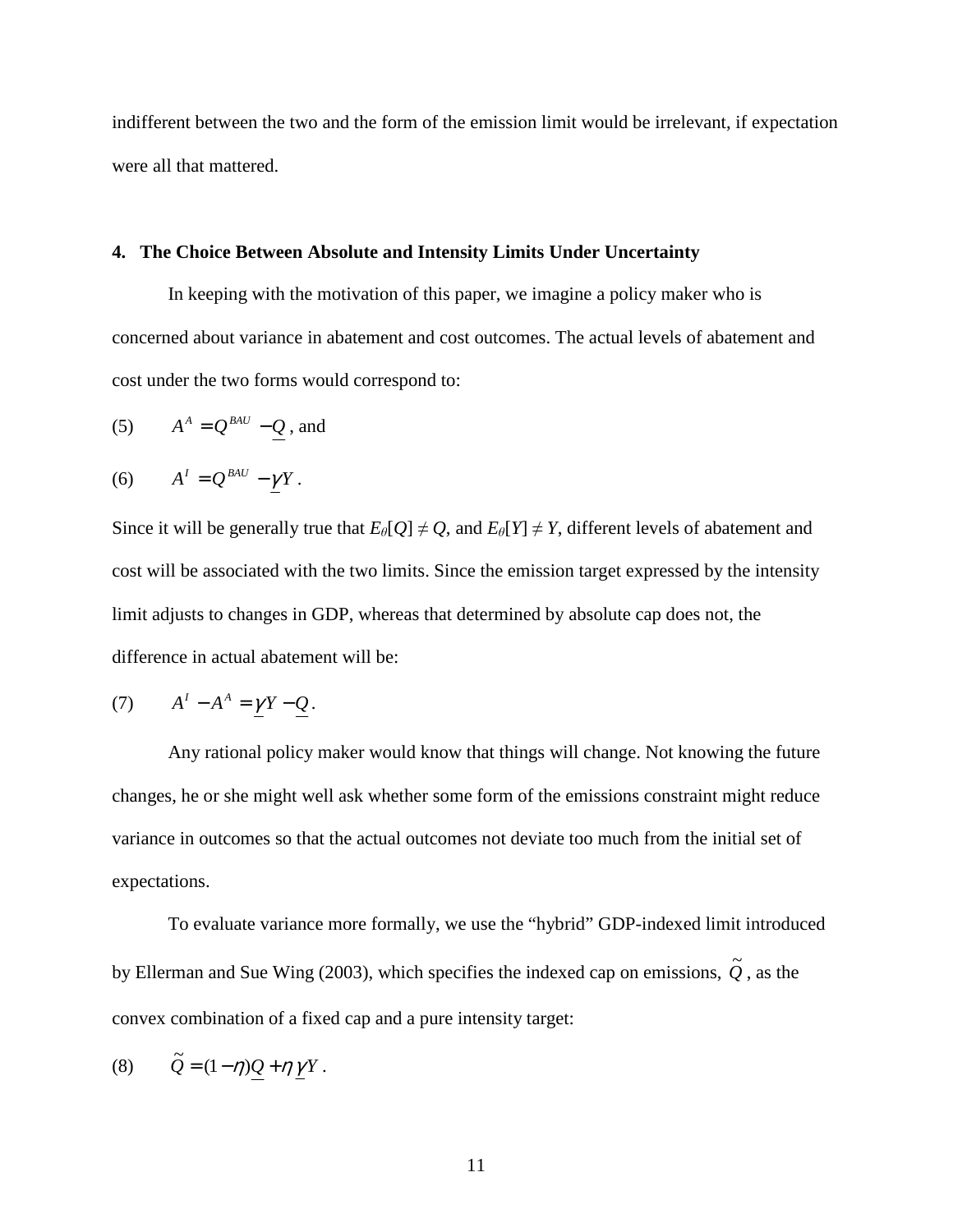indifferent between the two and the form of the emission limit would be irrelevant, if expectation were all that mattered.

## 4. The Choice Between Absolute and Intensity Limits Under Uncertainty

In keeping with the motivation of this paper, we imagine a policy maker who is concerned about variance in abatement and cost outcomes. The actual levels of abatement and cost under the two forms would correspond to:

$$(5) \qquad A^A = Q^{BAU} - \underline{Q}\text{, and}$$

$$(6) \qquad A^I = Q^{BAU} - \underline{\gamma} Y .$$

Since it will be generally true that $E_\theta[Q] \neq Q$, and $E_\theta[Y] \neq Y$, different levels of abatement and cost will be associated with the two limits. Since the emission target expressed by the intensity limit adjusts to changes in GDP, whereas that determined by absolute cap does not, the difference in actual abatement will be:

$$(7) \qquad A^I - A^A = \underline{\gamma} Y - \underline{Q} .$$

Any rational policy maker would know that things will change. Not knowing the future changes, he or she might well ask whether some form of the emissions constraint might reduce variance in outcomes so that the actual outcomes not deviate too much from the initial set of expectations.

To evaluate variance more formally, we use the "hybrid" GDP-indexed limit introduced by Ellerman and Sue Wing (2003), which specifies the indexed cap on emissions, $\tilde{Q}$, as the convex combination of a fixed cap and a pure intensity target:

$$(8) \qquad \tilde{Q} = (1-\eta)\underline{Q} + \eta \, \underline{\gamma} Y .$$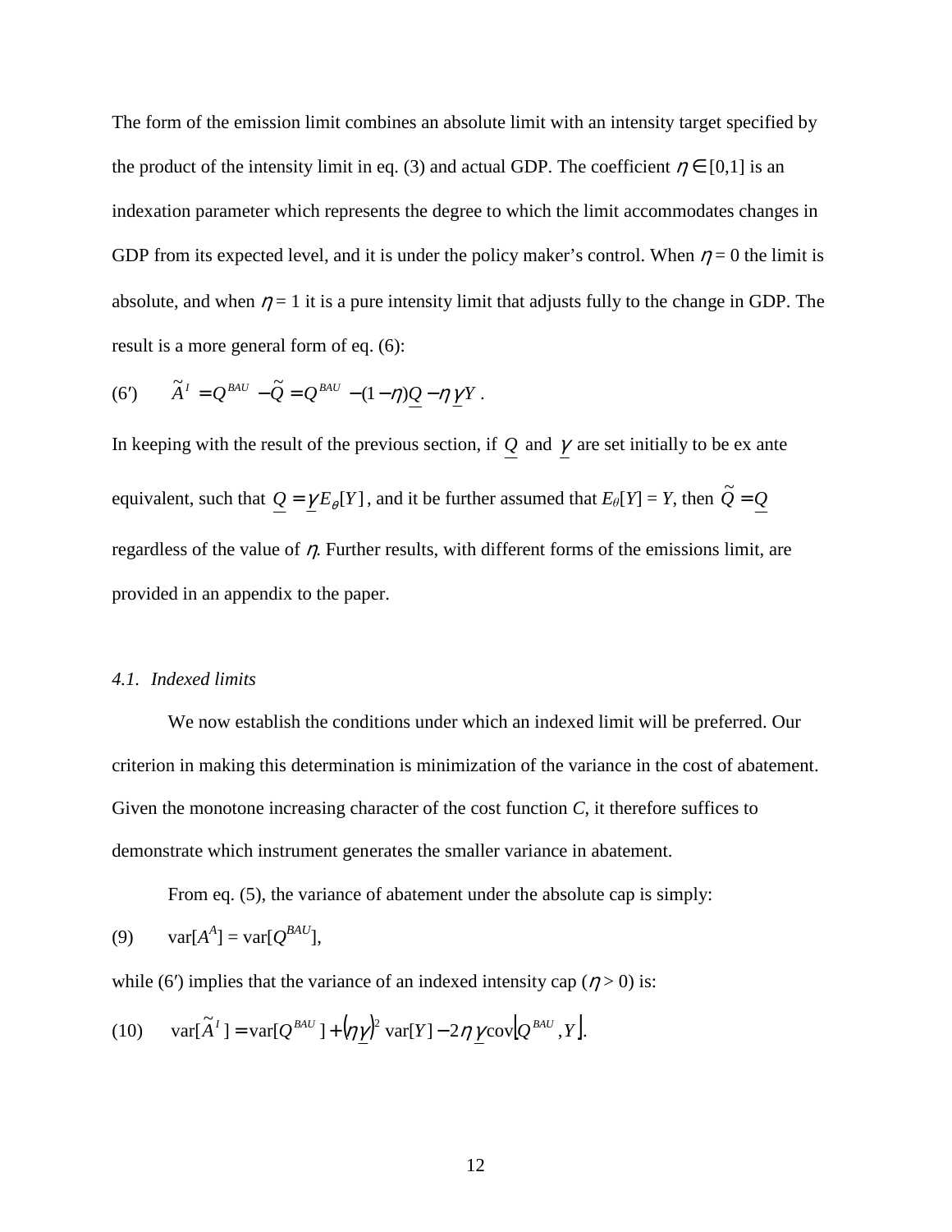The form of the emission limit combines an absolute limit with an intensity target specified by the product of the intensity limit in eq. (3) and actual GDP. The coefficient $\eta \in [0,1]$ is an indexation parameter which represents the degree to which the limit accommodates changes in GDP from its expected level, and it is under the policy maker's control. When $\eta = 0$ the limit is absolute, and when $\eta = 1$ it is a pure intensity limit that adjusts fully to the change in GDP. The result is a more general form of eq. (6):

$$(6') \qquad \tilde{A}^{I} = Q^{BAU} - \tilde{Q} = Q^{BAU} - (1-\eta)\underline{Q} - \eta\,\underline{\gamma}Y \, .$$

In keeping with the result of the previous section, if $\underline{Q}$ and $\underline{\gamma}$ are set initially to be ex ante equivalent, such that $\underline{Q} = \underline{\gamma}E_{\theta}[Y]$, and it be further assumed that $E_{\theta}[Y] = Y$, then $\tilde{Q} = \underline{Q}$ regardless of the value of $\eta$. Further results, with different forms of the emissions limit, are provided in an appendix to the paper.

### *4.1. Indexed limits*

We now establish the conditions under which an indexed limit will be preferred. Our criterion in making this determination is minimization of the variance in the cost of abatement. Given the monotone increasing character of the cost function *C*, it therefore suffices to demonstrate which instrument generates the smaller variance in abatement.

From eq. (5), the variance of abatement under the absolute cap is simply:

$$(9) \qquad \text{var}[A^{A}] = \text{var}[Q^{BAU}],$$

while (6′) implies that the variance of an indexed intensity cap ($\eta > 0$) is:

$$(10) \qquad \text{var}[\tilde{A}^{I}] = \text{var}[Q^{BAU}] + (\eta\underline{\gamma})^{2}\,\text{var}[Y] - 2\eta\,\underline{\gamma}\,\text{cov}\left[Q^{BAU}, Y\right].$$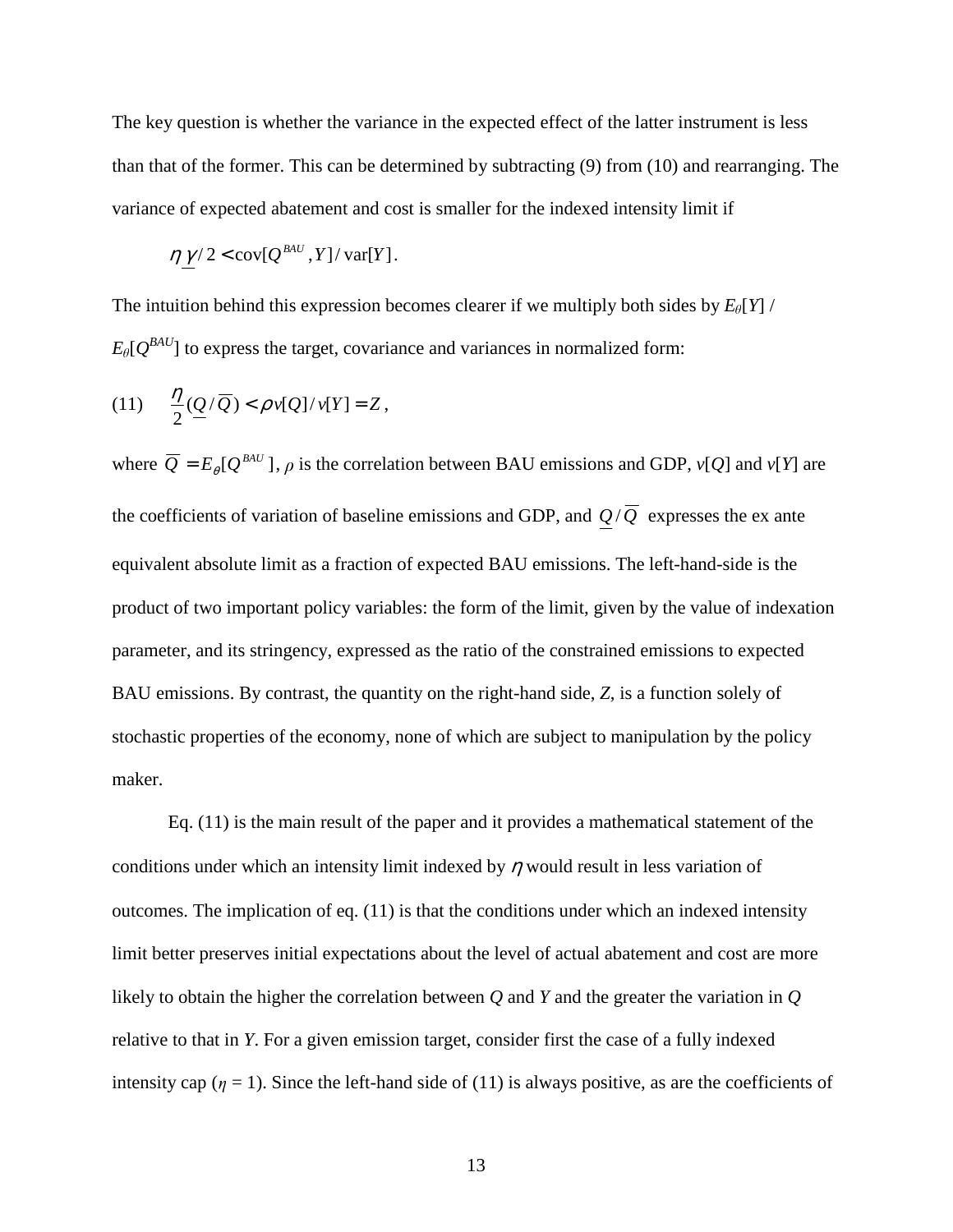The key question is whether the variance in the expected effect of the latter instrument is less than that of the former. This can be determined by subtracting (9) from (10) and rearranging. The variance of expected abatement and cost is smaller for the indexed intensity limit if

$$\eta \underline{\gamma} / 2 < \text{cov}[Q^{BAU}, Y] / \text{var}[Y].$$

The intuition behind this expression becomes clearer if we multiply both sides by $E_\theta[Y]$ / $E_\theta[Q^{BAU}]$ to express the target, covariance and variances in normalized form:

$$(11) \qquad \frac{\eta}{2}(\underline{Q} / \overline{Q}) < \rho v[Q] / v[Y] = Z,$$

where $\overline{Q} = E_\theta[Q^{BAU}]$, $\rho$ is the correlation between BAU emissions and GDP, $v[Q]$ and $v[Y]$ are the coefficients of variation of baseline emissions and GDP, and $\underline{Q} / \overline{Q}$ expresses the ex ante equivalent absolute limit as a fraction of expected BAU emissions. The left-hand-side is the product of two important policy variables: the form of the limit, given by the value of indexation parameter, and its stringency, expressed as the ratio of the constrained emissions to expected BAU emissions. By contrast, the quantity on the right-hand side, $Z$, is a function solely of stochastic properties of the economy, none of which are subject to manipulation by the policy maker.

Eq. (11) is the main result of the paper and it provides a mathematical statement of the conditions under which an intensity limit indexed by $\eta$ would result in less variation of outcomes. The implication of eq. (11) is that the conditions under which an indexed intensity limit better preserves initial expectations about the level of actual abatement and cost are more likely to obtain the higher the correlation between $Q$ and $Y$ and the greater the variation in $Q$ relative to that in $Y$. For a given emission target, consider first the case of a fully indexed intensity cap ($\eta = 1$). Since the left-hand side of (11) is always positive, as are the coefficients of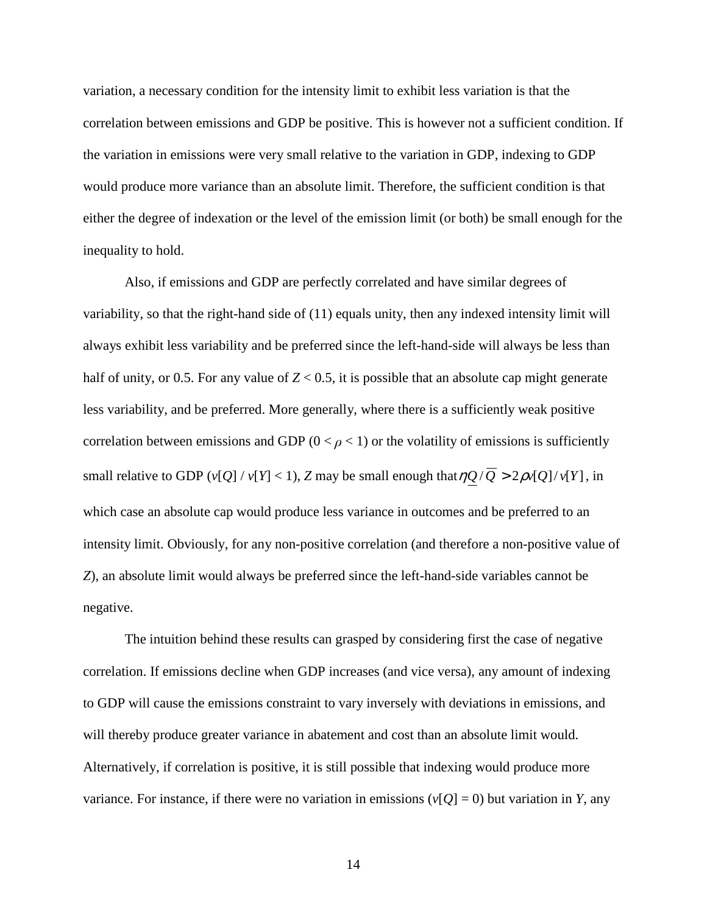variation, a necessary condition for the intensity limit to exhibit less variation is that the correlation between emissions and GDP be positive. This is however not a sufficient condition. If the variation in emissions were very small relative to the variation in GDP, indexing to GDP would produce more variance than an absolute limit. Therefore, the sufficient condition is that either the degree of indexation or the level of the emission limit (or both) be small enough for the inequality to hold.

Also, if emissions and GDP are perfectly correlated and have similar degrees of variability, so that the right-hand side of (11) equals unity, then any indexed intensity limit will always exhibit less variability and be preferred since the left-hand-side will always be less than half of unity, or 0.5. For any value of $Z < 0.5$, it is possible that an absolute cap might generate less variability, and be preferred. More generally, where there is a sufficiently weak positive correlation between emissions and GDP ($0 < \rho < 1$) or the volatility of emissions is sufficiently small relative to GDP ($v[Q] / v[Y] < 1$), $Z$ may be small enough that $\eta \underline{Q} / \overline{Q} > 2\rho v[Q] / v[Y]$, in which case an absolute cap would produce less variance in outcomes and be preferred to an intensity limit. Obviously, for any non-positive correlation (and therefore a non-positive value of $Z$), an absolute limit would always be preferred since the left-hand-side variables cannot be negative.

The intuition behind these results can grasped by considering first the case of negative correlation. If emissions decline when GDP increases (and vice versa), any amount of indexing to GDP will cause the emissions constraint to vary inversely with deviations in emissions, and will thereby produce greater variance in abatement and cost than an absolute limit would. Alternatively, if correlation is positive, it is still possible that indexing would produce more variance. For instance, if there were no variation in emissions ($v[Q] = 0$) but variation in $Y$, any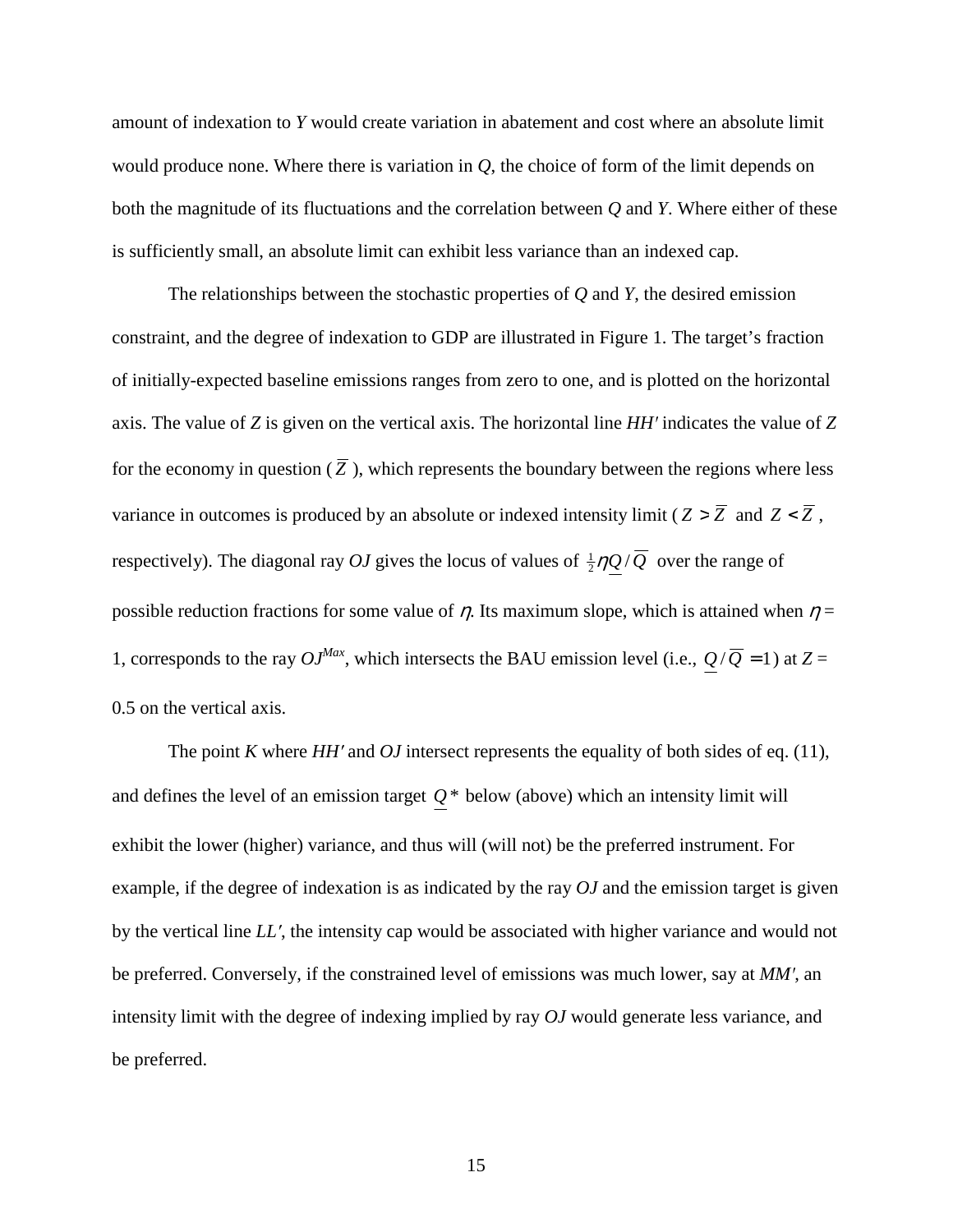amount of indexation to $Y$ would create variation in abatement and cost where an absolute limit would produce none. Where there is variation in $Q$, the choice of form of the limit depends on both the magnitude of its fluctuations and the correlation between $Q$ and $Y$. Where either of these is sufficiently small, an absolute limit can exhibit less variance than an indexed cap.

The relationships between the stochastic properties of $Q$ and $Y$, the desired emission constraint, and the degree of indexation to GDP are illustrated in Figure 1. The target's fraction of initially-expected baseline emissions ranges from zero to one, and is plotted on the horizontal axis. The value of $Z$ is given on the vertical axis. The horizontal line $HH'$ indicates the value of $Z$ for the economy in question ($\overline{Z}$), which represents the boundary between the regions where less variance in outcomes is produced by an absolute or indexed intensity limit ($Z > \overline{Z}$ and $Z < \overline{Z}$, respectively). The diagonal ray $OJ$ gives the locus of values of $\frac{1}{2}\eta \underline{Q}/\overline{Q}$ over the range of possible reduction fractions for some value of $\eta$. Its maximum slope, which is attained when $\eta$ = 1, corresponds to the ray $OJ^{Max}$, which intersects the BAU emission level (i.e., $\underline{Q}/\overline{Q} = 1$) at $Z$ = 0.5 on the vertical axis.

The point $K$ where $HH'$ and $OJ$ intersect represents the equality of both sides of eq. (11), and defines the level of an emission target $\underline{Q}^*$ below (above) which an intensity limit will exhibit the lower (higher) variance, and thus will (will not) be the preferred instrument. For example, if the degree of indexation is as indicated by the ray $OJ$ and the emission target is given by the vertical line $LL'$, the intensity cap would be associated with higher variance and would not be preferred. Conversely, if the constrained level of emissions was much lower, say at $MM'$, an intensity limit with the degree of indexing implied by ray $OJ$ would generate less variance, and be preferred.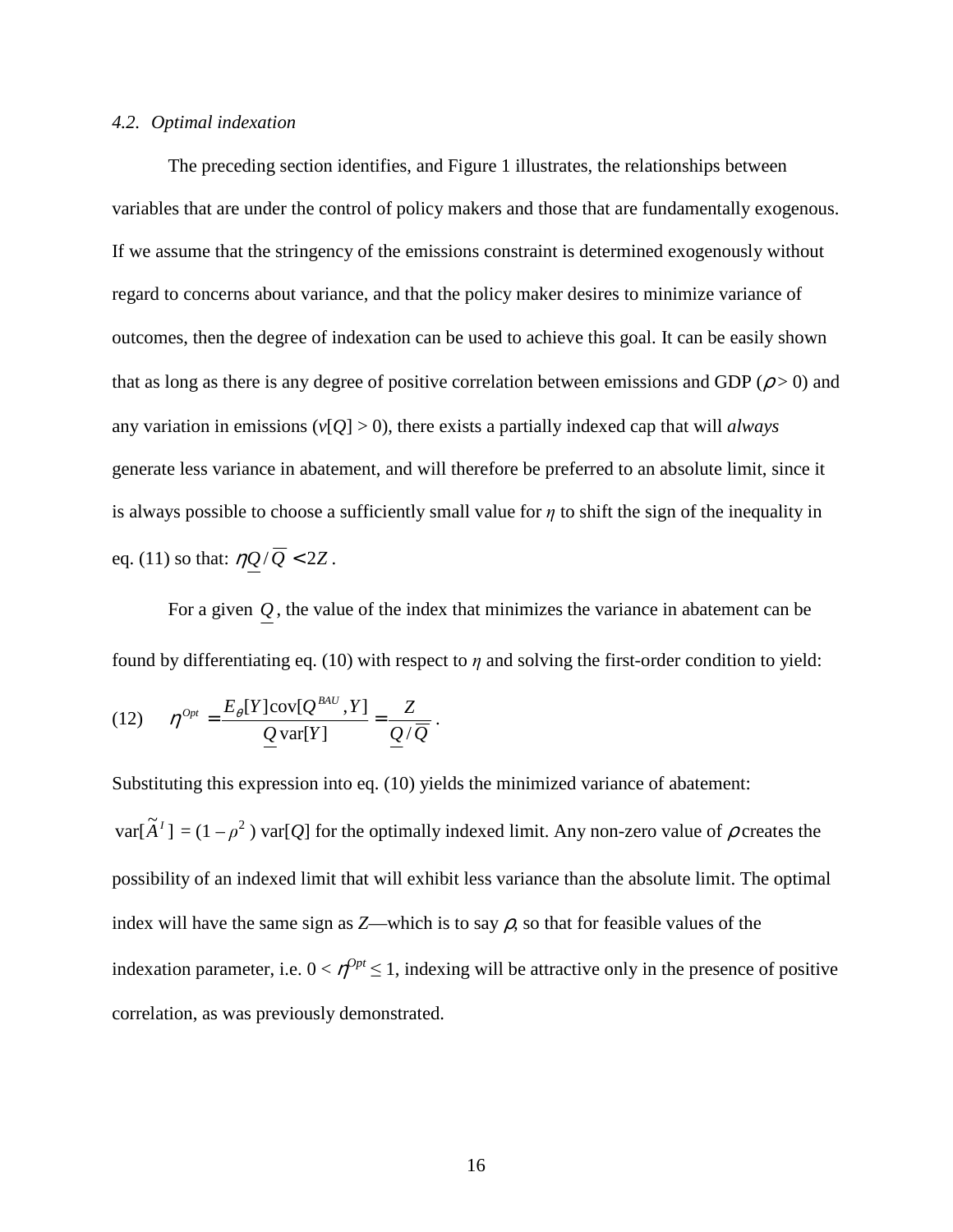### *4.2. Optimal indexation*

The preceding section identifies, and Figure 1 illustrates, the relationships between variables that are under the control of policy makers and those that are fundamentally exogenous. If we assume that the stringency of the emissions constraint is determined exogenously without regard to concerns about variance, and that the policy maker desires to minimize variance of outcomes, then the degree of indexation can be used to achieve this goal. It can be easily shown that as long as there is any degree of positive correlation between emissions and GDP ($\rho > 0$) and any variation in emissions ($v[Q] > 0$), there exists a partially indexed cap that will *always* generate less variance in abatement, and will therefore be preferred to an absolute limit, since it is always possible to choose a sufficiently small value for $\eta$ to shift the sign of the inequality in eq. (11) so that: $\eta \underline{Q} / \overline{Q} < 2Z$.

For a given $\underline{Q}$, the value of the index that minimizes the variance in abatement can be found by differentiating eq. (10) with respect to $\eta$ and solving the first-order condition to yield:

$$\text{(12)} \qquad \eta^{Opt} = \frac{E_{\theta}[Y] \operatorname{cov}[Q^{BAU}, Y]}{\underline{Q} \operatorname{var}[Y]} = \frac{Z}{\underline{Q} / \overline{Q}} .$$

Substituting this expression into eq. (10) yields the minimized variance of abatement: $\operatorname{var}[\tilde{A}^I] = (1 - \rho^2) \operatorname{var}[Q]$ for the optimally indexed limit. Any non-zero value of $\rho$ creates the possibility of an indexed limit that will exhibit less variance than the absolute limit. The optimal index will have the same sign as $Z$—which is to say $\rho$, so that for feasible values of the indexation parameter, i.e. $0 < \eta^{Opt} \leq 1$, indexing will be attractive only in the presence of positive correlation, as was previously demonstrated.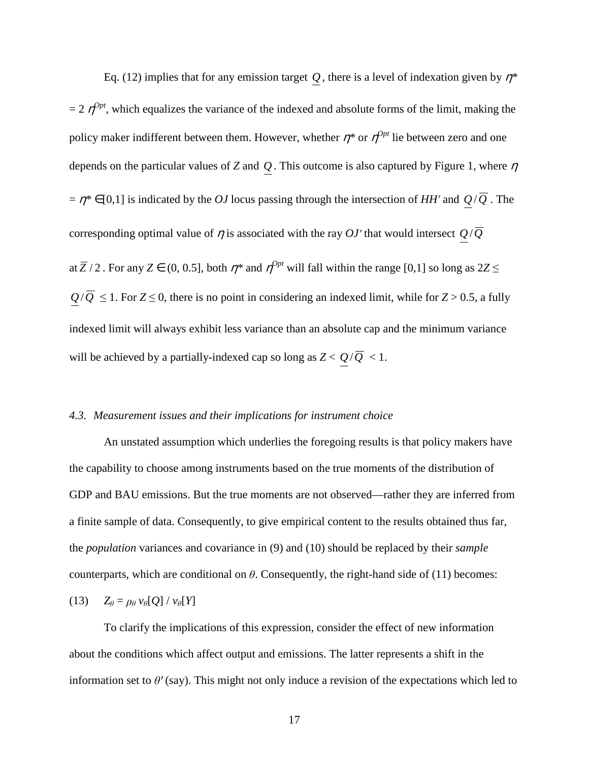Eq. (12) implies that for any emission target $\underline{Q}$, there is a level of indexation given by $\eta^*$ $= 2\,\eta^{Opt}$, which equalizes the variance of the indexed and absolute forms of the limit, making the policy maker indifferent between them. However, whether $\eta^*$ or $\eta^{Opt}$ lie between zero and one depends on the particular values of $Z$ and $\underline{Q}$. This outcome is also captured by Figure 1, where $\eta$ $= \eta^* \in [0,1]$ is indicated by the $OJ$ locus passing through the intersection of $HH'$ and $\underline{Q}/\overline{Q}$. The corresponding optimal value of $\eta$ is associated with the ray $OJ'$ that would intersect $\underline{Q}/\overline{Q}$ at $\overline{Z}/2$. For any $Z \in (0, 0.5]$, both $\eta^*$ and $\eta^{Opt}$ will fall within the range [0,1] so long as $2Z \leq$ $\underline{Q}/\overline{Q} \leq 1$. For $Z \leq 0$, there is no point in considering an indexed limit, while for $Z > 0.5$, a fully indexed limit will always exhibit less variance than an absolute cap and the minimum variance will be achieved by a partially-indexed cap so long as $Z < \underline{Q}/\overline{Q} < 1$.

### *4.3. Measurement issues and their implications for instrument choice*

An unstated assumption which underlies the foregoing results is that policy makers have the capability to choose among instruments based on the true moments of the distribution of GDP and BAU emissions. But the true moments are not observed—rather they are inferred from a finite sample of data. Consequently, to give empirical content to the results obtained thus far, the *population* variances and covariance in (9) and (10) should be replaced by their *sample* counterparts, which are conditional on $\theta$. Consequently, the right-hand side of (11) becomes:

(13) $\quad Z_\theta = \rho_\theta\, v_\theta[Q] \,/\, v_\theta[Y]$

To clarify the implications of this expression, consider the effect of new information about the conditions which affect output and emissions. The latter represents a shift in the information set to $\theta'$ (say). This might not only induce a revision of the expectations which led to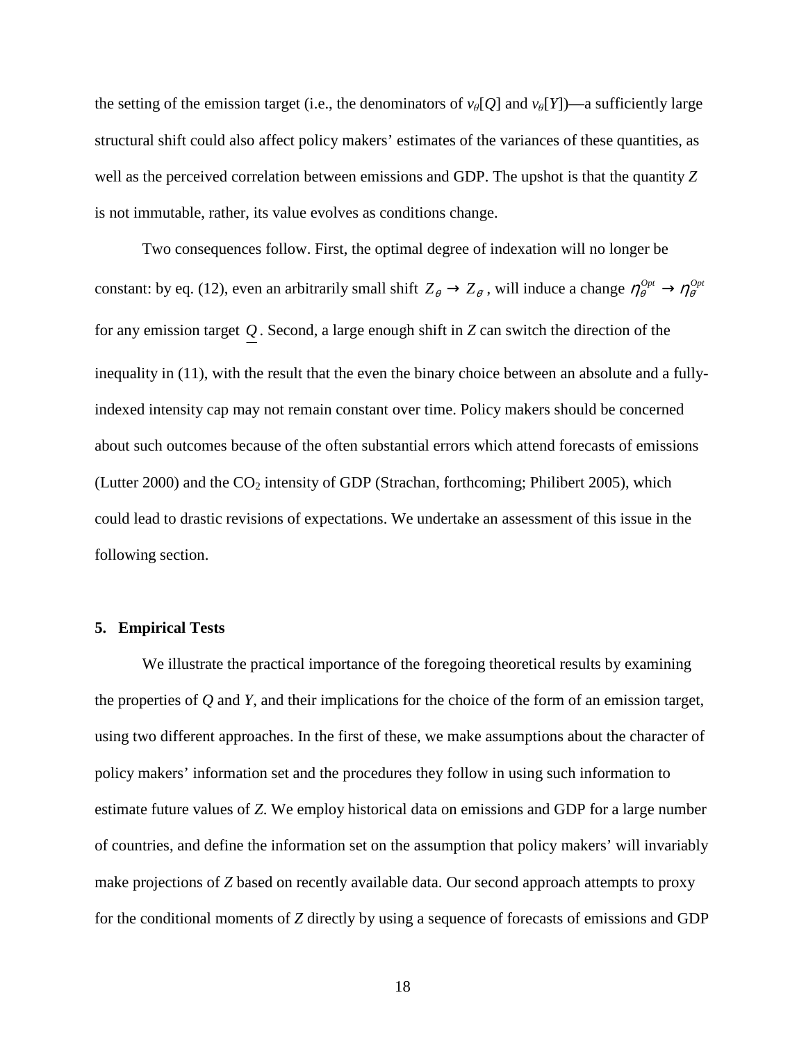the setting of the emission target (i.e., the denominators of $v_\theta[Q]$ and $v_\theta[Y]$)—a sufficiently large structural shift could also affect policy makers' estimates of the variances of these quantities, as well as the perceived correlation between emissions and GDP. The upshot is that the quantity $Z$ is not immutable, rather, its value evolves as conditions change.

Two consequences follow. First, the optimal degree of indexation will no longer be constant: by eq. (12), even an arbitrarily small shift $Z_\theta \rightarrow Z_\theta$, will induce a change $\eta_\theta^{Opt} \rightarrow \eta_\theta^{Opt}$ for any emission target $\underline{Q}$. Second, a large enough shift in $Z$ can switch the direction of the inequality in (11), with the result that the even the binary choice between an absolute and a fully-indexed intensity cap may not remain constant over time. Policy makers should be concerned about such outcomes because of the often substantial errors which attend forecasts of emissions (Lutter 2000) and the $CO_2$ intensity of GDP (Strachan, forthcoming; Philibert 2005), which could lead to drastic revisions of expectations. We undertake an assessment of this issue in the following section.

## 5. Empirical Tests

We illustrate the practical importance of the foregoing theoretical results by examining the properties of $Q$ and $Y$, and their implications for the choice of the form of an emission target, using two different approaches. In the first of these, we make assumptions about the character of policy makers' information set and the procedures they follow in using such information to estimate future values of $Z$. We employ historical data on emissions and GDP for a large number of countries, and define the information set on the assumption that policy makers' will invariably make projections of $Z$ based on recently available data. Our second approach attempts to proxy for the conditional moments of $Z$ directly by using a sequence of forecasts of emissions and GDP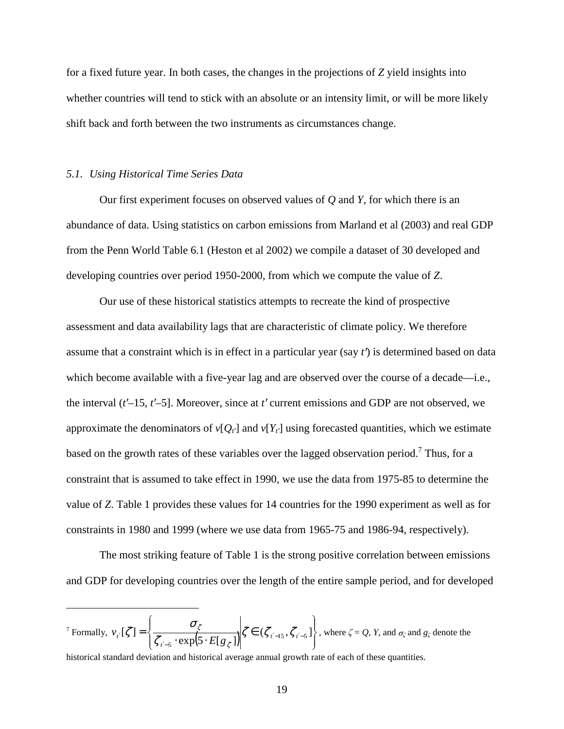for a fixed future year. In both cases, the changes in the projections of $Z$ yield insights into whether countries will tend to stick with an absolute or an intensity limit, or will be more likely shift back and forth between the two instruments as circumstances change.

### *5.1. Using Historical Time Series Data*

Our first experiment focuses on observed values of $Q$ and $Y$, for which there is an abundance of data. Using statistics on carbon emissions from Marland et al (2003) and real GDP from the Penn World Table 6.1 (Heston et al 2002) we compile a dataset of 30 developed and developing countries over period 1950-2000, from which we compute the value of $Z$.

Our use of these historical statistics attempts to recreate the kind of prospective assessment and data availability lags that are characteristic of climate policy. We therefore assume that a constraint which is in effect in a particular year (say $t'$) is determined based on data which become available with a five-year lag and are observed over the course of a decade—i.e., the interval $(t'–15, t'–5]$. Moreover, since at $t'$ current emissions and GDP are not observed, we approximate the denominators of $v[Q_{t'}]$ and $v[Y_{t'}]$ using forecasted quantities, which we estimate based on the growth rates of these variables over the lagged observation period.[7] Thus, for a constraint that is assumed to take effect in 1990, we use the data from 1975-85 to determine the value of $Z$. Table 1 provides these values for 14 countries for the 1990 experiment as well as for constraints in 1980 and 1999 (where we use data from 1965-75 and 1986-94, respectively).

The most striking feature of Table 1 is the strong positive correlation between emissions and GDP for developing countries over the length of the entire sample period, and for developed

---

[7] Formally, $v_{t'}[\zeta] = \left\{ \dfrac{\sigma_\zeta}{\zeta_{t'-5} \cdot \exp(5 \cdot E[g_\zeta])} \middle| \zeta \in (\zeta_{t'-15}, \zeta_{t'-5}] \right\}$, where $\zeta = Q, Y$, and $\sigma_\zeta$ and $g_\zeta$ denote the historical standard deviation and historical average annual growth rate of each of these quantities.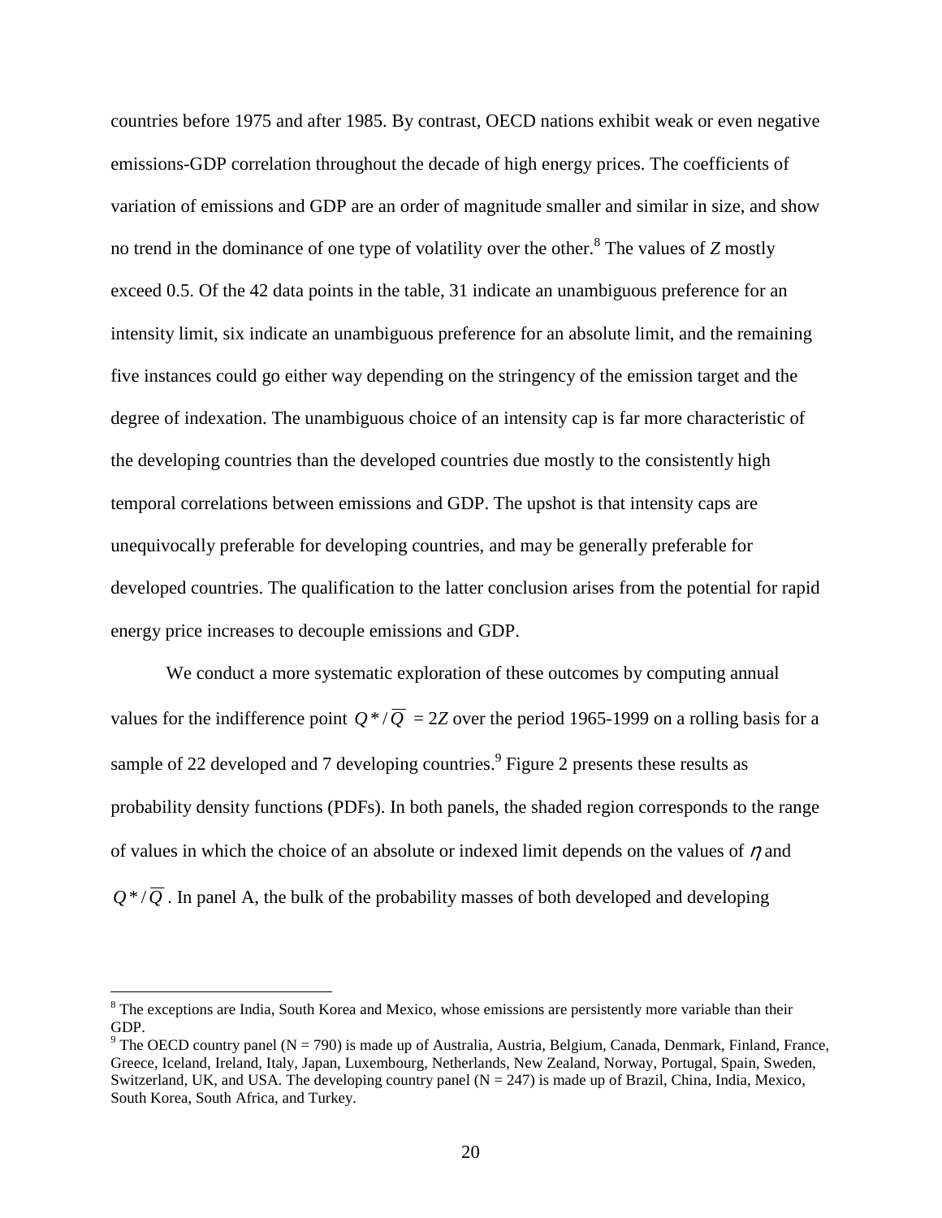countries before 1975 and after 1985. By contrast, OECD nations exhibit weak or even negative emissions-GDP correlation throughout the decade of high energy prices. The coefficients of variation of emissions and GDP are an order of magnitude smaller and similar in size, and show no trend in the dominance of one type of volatility over the other.[8] The values of $Z$ mostly exceed 0.5. Of the 42 data points in the table, 31 indicate an unambiguous preference for an intensity limit, six indicate an unambiguous preference for an absolute limit, and the remaining five instances could go either way depending on the stringency of the emission target and the degree of indexation. The unambiguous choice of an intensity cap is far more characteristic of the developing countries than the developed countries due mostly to the consistently high temporal correlations between emissions and GDP. The upshot is that intensity caps are unequivocally preferable for developing countries, and may be generally preferable for developed countries. The qualification to the latter conclusion arises from the potential for rapid energy price increases to decouple emissions and GDP.

We conduct a more systematic exploration of these outcomes by computing annual values for the indifference point $Q^*/\overline{Q} = 2Z$ over the period 1965-1999 on a rolling basis for a sample of 22 developed and 7 developing countries.[9] Figure 2 presents these results as probability density functions (PDFs). In both panels, the shaded region corresponds to the range of values in which the choice of an absolute or indexed limit depends on the values of $\eta$ and $Q^*/\overline{Q}$. In panel A, the bulk of the probability masses of both developed and developing

[8] The exceptions are India, South Korea and Mexico, whose emissions are persistently more variable than their GDP.

[9] The OECD country panel (N = 790) is made up of Australia, Austria, Belgium, Canada, Denmark, Finland, France, Greece, Iceland, Ireland, Italy, Japan, Luxembourg, Netherlands, New Zealand, Norway, Portugal, Spain, Sweden, Switzerland, UK, and USA. The developing country panel (N = 247) is made up of Brazil, China, India, Mexico, South Korea, South Africa, and Turkey.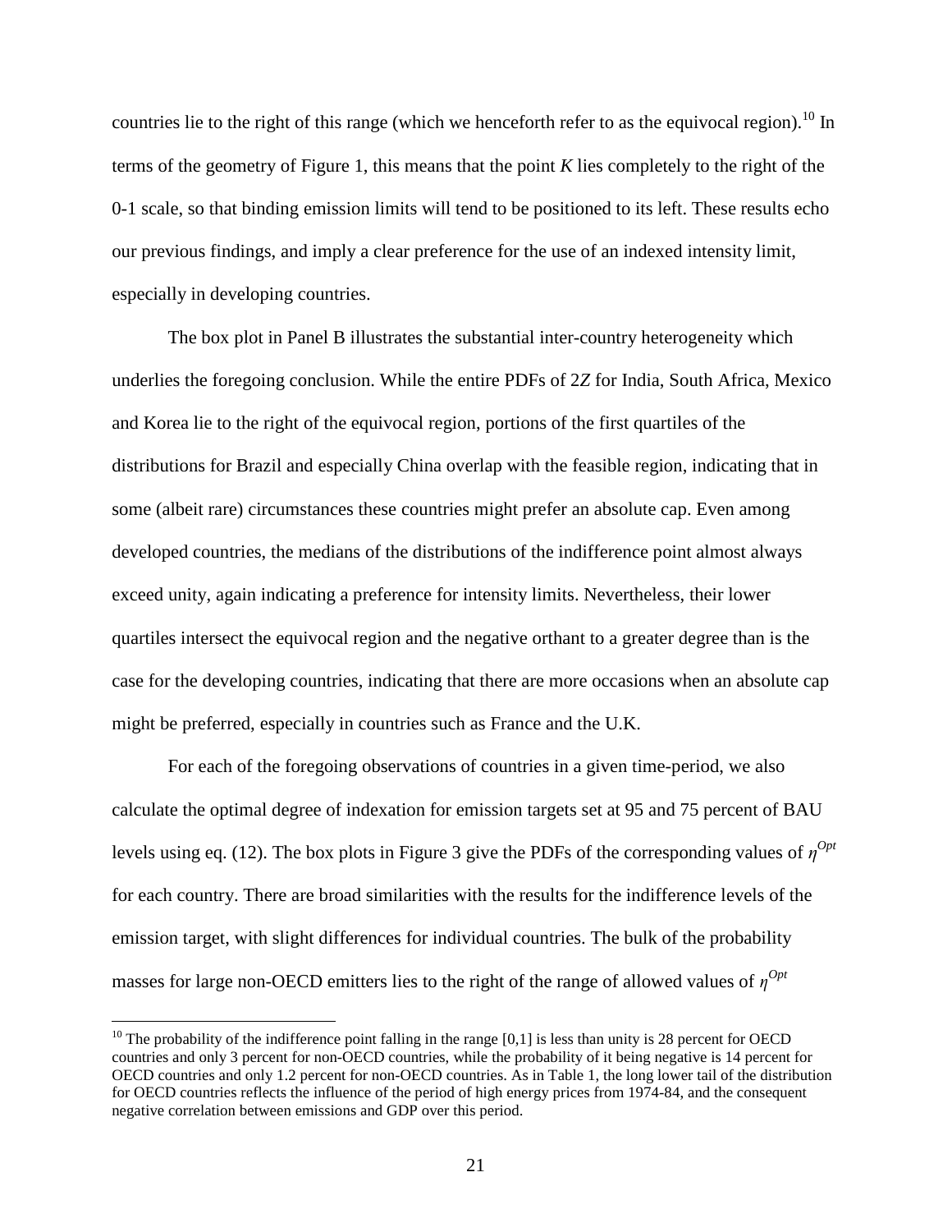countries lie to the right of this range (which we henceforth refer to as the equivocal region).[10] In terms of the geometry of Figure 1, this means that the point *K* lies completely to the right of the 0-1 scale, so that binding emission limits will tend to be positioned to its left. These results echo our previous findings, and imply a clear preference for the use of an indexed intensity limit, especially in developing countries.

The box plot in Panel B illustrates the substantial inter-country heterogeneity which underlies the foregoing conclusion. While the entire PDFs of $2Z$ for India, South Africa, Mexico and Korea lie to the right of the equivocal region, portions of the first quartiles of the distributions for Brazil and especially China overlap with the feasible region, indicating that in some (albeit rare) circumstances these countries might prefer an absolute cap. Even among developed countries, the medians of the distributions of the indifference point almost always exceed unity, again indicating a preference for intensity limits. Nevertheless, their lower quartiles intersect the equivocal region and the negative orthant to a greater degree than is the case for the developing countries, indicating that there are more occasions when an absolute cap might be preferred, especially in countries such as France and the U.K.

For each of the foregoing observations of countries in a given time-period, we also calculate the optimal degree of indexation for emission targets set at 95 and 75 percent of BAU levels using eq. (12). The box plots in Figure 3 give the PDFs of the corresponding values of $\eta^{Opt}$ for each country. There are broad similarities with the results for the indifference levels of the emission target, with slight differences for individual countries. The bulk of the probability masses for large non-OECD emitters lies to the right of the range of allowed values of $\eta^{Opt}$

[10] The probability of the indifference point falling in the range [0,1] is less than unity is 28 percent for OECD countries and only 3 percent for non-OECD countries, while the probability of it being negative is 14 percent for OECD countries and only 1.2 percent for non-OECD countries. As in Table 1, the long lower tail of the distribution for OECD countries reflects the influence of the period of high energy prices from 1974-84, and the consequent negative correlation between emissions and GDP over this period.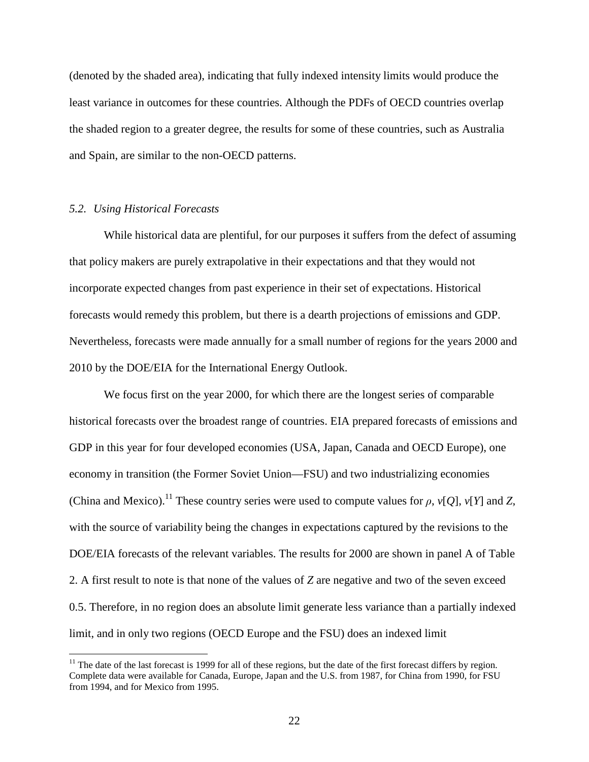(denoted by the shaded area), indicating that fully indexed intensity limits would produce the least variance in outcomes for these countries. Although the PDFs of OECD countries overlap the shaded region to a greater degree, the results for some of these countries, such as Australia and Spain, are similar to the non-OECD patterns.

### *5.2. Using Historical Forecasts*

While historical data are plentiful, for our purposes it suffers from the defect of assuming that policy makers are purely extrapolative in their expectations and that they would not incorporate expected changes from past experience in their set of expectations. Historical forecasts would remedy this problem, but there is a dearth projections of emissions and GDP. Nevertheless, forecasts were made annually for a small number of regions for the years 2000 and 2010 by the DOE/EIA for the International Energy Outlook.

We focus first on the year 2000, for which there are the longest series of comparable historical forecasts over the broadest range of countries. EIA prepared forecasts of emissions and GDP in this year for four developed economies (USA, Japan, Canada and OECD Europe), one economy in transition (the Former Soviet Union—FSU) and two industrializing economies (China and Mexico).[11] These country series were used to compute values for $\rho$, $v[Q]$, $v[Y]$ and $Z$, with the source of variability being the changes in expectations captured by the revisions to the DOE/EIA forecasts of the relevant variables. The results for 2000 are shown in panel A of Table 2. A first result to note is that none of the values of $Z$ are negative and two of the seven exceed 0.5. Therefore, in no region does an absolute limit generate less variance than a partially indexed limit, and in only two regions (OECD Europe and the FSU) does an indexed limit

[11] The date of the last forecast is 1999 for all of these regions, but the date of the first forecast differs by region. Complete data were available for Canada, Europe, Japan and the U.S. from 1987, for China from 1990, for FSU from 1994, and for Mexico from 1995.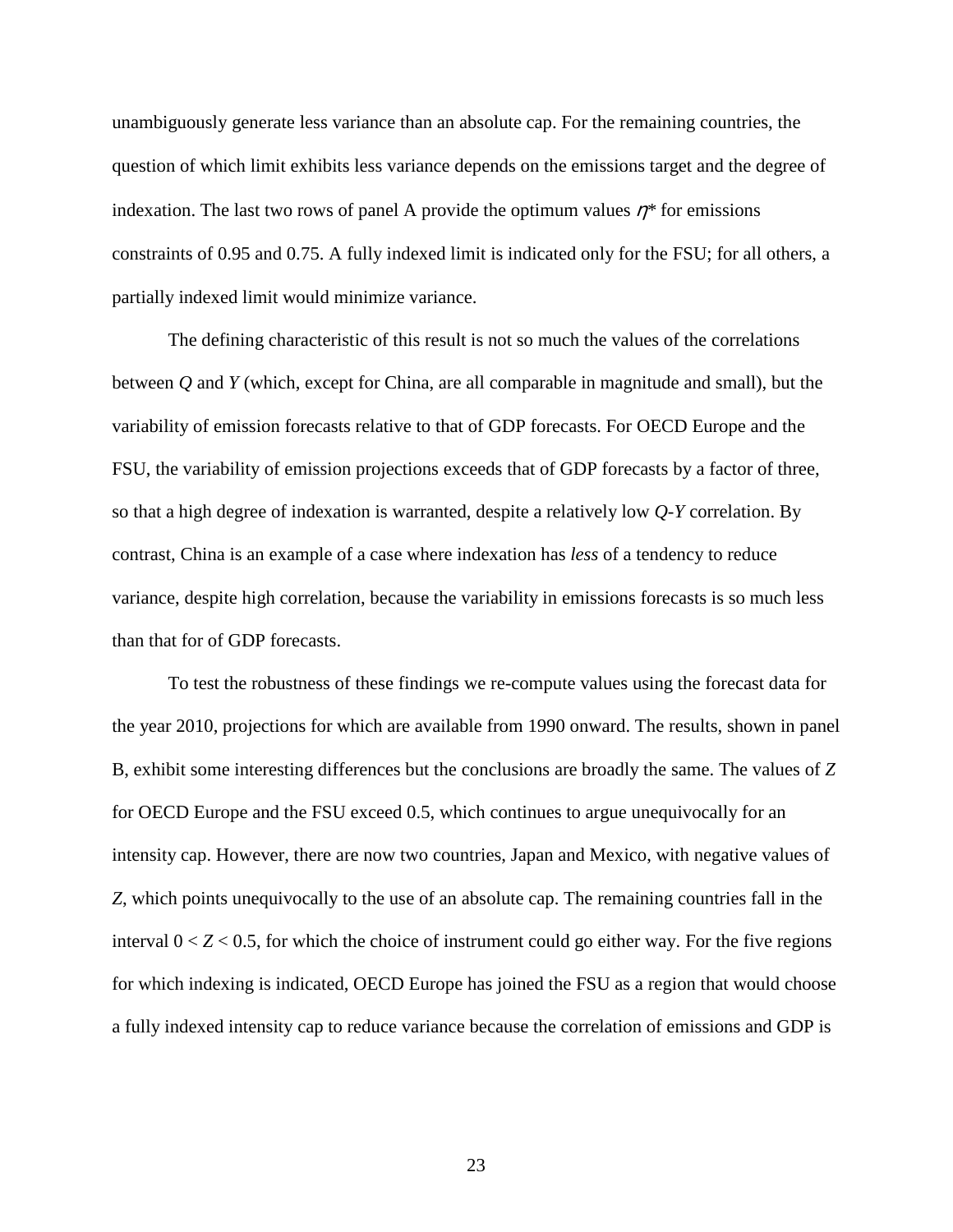unambiguously generate less variance than an absolute cap. For the remaining countries, the question of which limit exhibits less variance depends on the emissions target and the degree of indexation. The last two rows of panel A provide the optimum values $\eta^*$ for emissions constraints of 0.95 and 0.75. A fully indexed limit is indicated only for the FSU; for all others, a partially indexed limit would minimize variance.

The defining characteristic of this result is not so much the values of the correlations between $Q$ and $Y$ (which, except for China, are all comparable in magnitude and small), but the variability of emission forecasts relative to that of GDP forecasts. For OECD Europe and the FSU, the variability of emission projections exceeds that of GDP forecasts by a factor of three, so that a high degree of indexation is warranted, despite a relatively low $Q$-$Y$ correlation. By contrast, China is an example of a case where indexation has *less* of a tendency to reduce variance, despite high correlation, because the variability in emissions forecasts is so much less than that for of GDP forecasts.

To test the robustness of these findings we re-compute values using the forecast data for the year 2010, projections for which are available from 1990 onward. The results, shown in panel B, exhibit some interesting differences but the conclusions are broadly the same. The values of $Z$ for OECD Europe and the FSU exceed 0.5, which continues to argue unequivocally for an intensity cap. However, there are now two countries, Japan and Mexico, with negative values of $Z$, which points unequivocally to the use of an absolute cap. The remaining countries fall in the interval $0 < Z < 0.5$, for which the choice of instrument could go either way. For the five regions for which indexing is indicated, OECD Europe has joined the FSU as a region that would choose a fully indexed intensity cap to reduce variance because the correlation of emissions and GDP is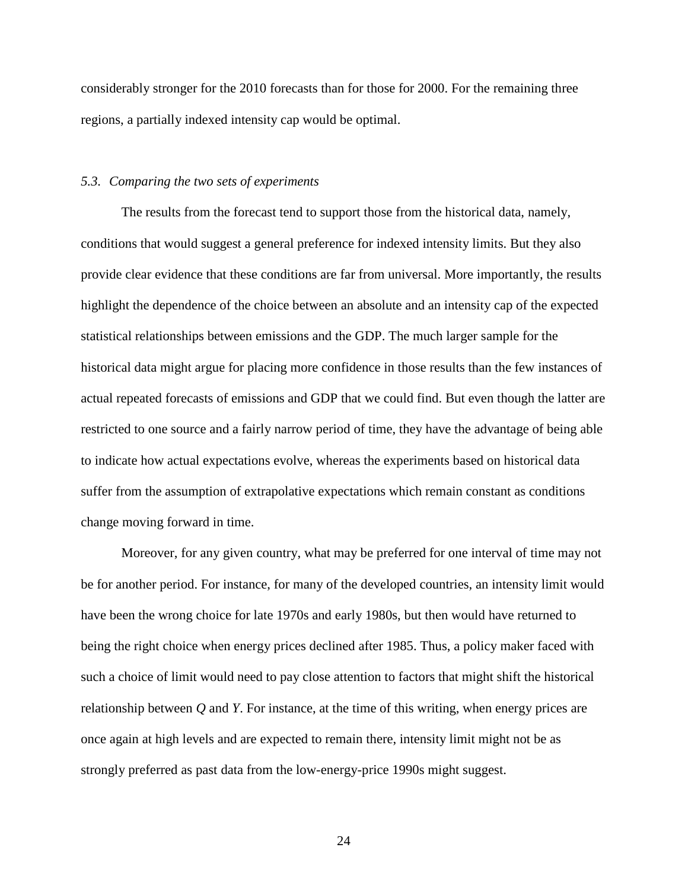considerably stronger for the 2010 forecasts than for those for 2000. For the remaining three regions, a partially indexed intensity cap would be optimal.

### *5.3. Comparing the two sets of experiments*

The results from the forecast tend to support those from the historical data, namely, conditions that would suggest a general preference for indexed intensity limits. But they also provide clear evidence that these conditions are far from universal. More importantly, the results highlight the dependence of the choice between an absolute and an intensity cap of the expected statistical relationships between emissions and the GDP. The much larger sample for the historical data might argue for placing more confidence in those results than the few instances of actual repeated forecasts of emissions and GDP that we could find. But even though the latter are restricted to one source and a fairly narrow period of time, they have the advantage of being able to indicate how actual expectations evolve, whereas the experiments based on historical data suffer from the assumption of extrapolative expectations which remain constant as conditions change moving forward in time.

Moreover, for any given country, what may be preferred for one interval of time may not be for another period. For instance, for many of the developed countries, an intensity limit would have been the wrong choice for late 1970s and early 1980s, but then would have returned to being the right choice when energy prices declined after 1985. Thus, a policy maker faced with such a choice of limit would need to pay close attention to factors that might shift the historical relationship between $Q$ and $Y$. For instance, at the time of this writing, when energy prices are once again at high levels and are expected to remain there, intensity limit might not be as strongly preferred as past data from the low-energy-price 1990s might suggest.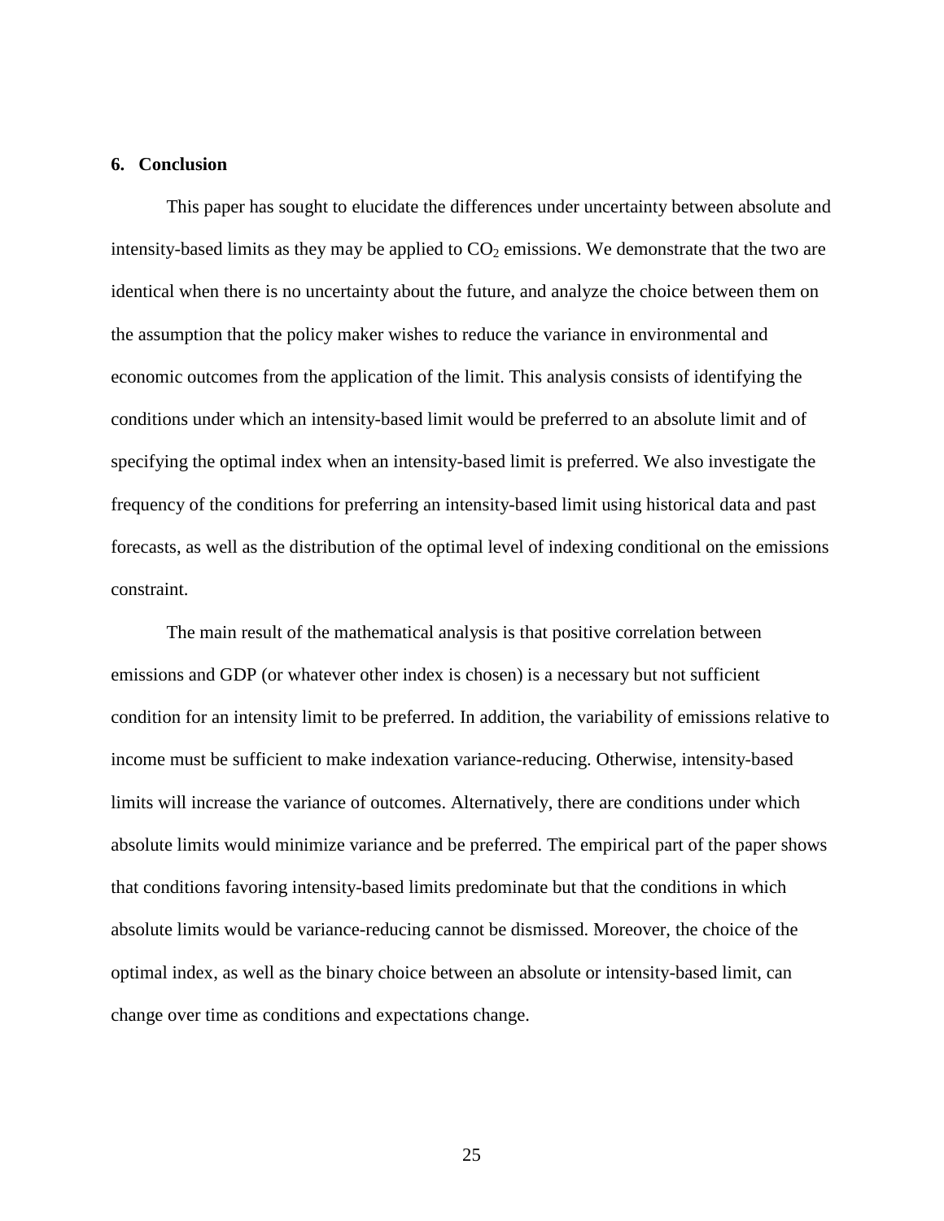## 6. Conclusion

This paper has sought to elucidate the differences under uncertainty between absolute and intensity-based limits as they may be applied to $CO_2$ emissions. We demonstrate that the two are identical when there is no uncertainty about the future, and analyze the choice between them on the assumption that the policy maker wishes to reduce the variance in environmental and economic outcomes from the application of the limit. This analysis consists of identifying the conditions under which an intensity-based limit would be preferred to an absolute limit and of specifying the optimal index when an intensity-based limit is preferred. We also investigate the frequency of the conditions for preferring an intensity-based limit using historical data and past forecasts, as well as the distribution of the optimal level of indexing conditional on the emissions constraint.

The main result of the mathematical analysis is that positive correlation between emissions and GDP (or whatever other index is chosen) is a necessary but not sufficient condition for an intensity limit to be preferred. In addition, the variability of emissions relative to income must be sufficient to make indexation variance-reducing. Otherwise, intensity-based limits will increase the variance of outcomes. Alternatively, there are conditions under which absolute limits would minimize variance and be preferred. The empirical part of the paper shows that conditions favoring intensity-based limits predominate but that the conditions in which absolute limits would be variance-reducing cannot be dismissed. Moreover, the choice of the optimal index, as well as the binary choice between an absolute or intensity-based limit, can change over time as conditions and expectations change.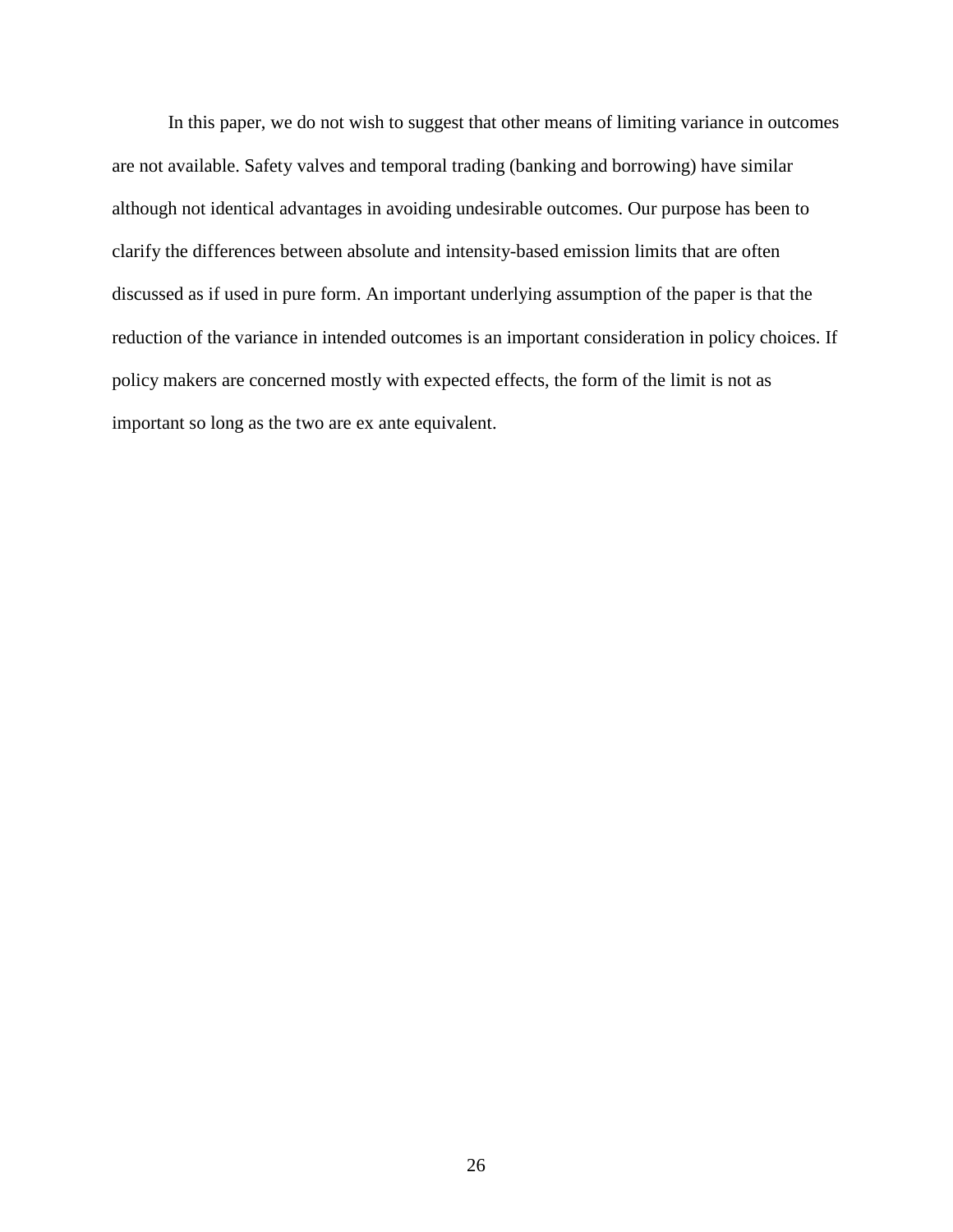In this paper, we do not wish to suggest that other means of limiting variance in outcomes are not available. Safety valves and temporal trading (banking and borrowing) have similar although not identical advantages in avoiding undesirable outcomes. Our purpose has been to clarify the differences between absolute and intensity-based emission limits that are often discussed as if used in pure form. An important underlying assumption of the paper is that the reduction of the variance in intended outcomes is an important consideration in policy choices. If policy makers are concerned mostly with expected effects, the form of the limit is not as important so long as the two are ex ante equivalent.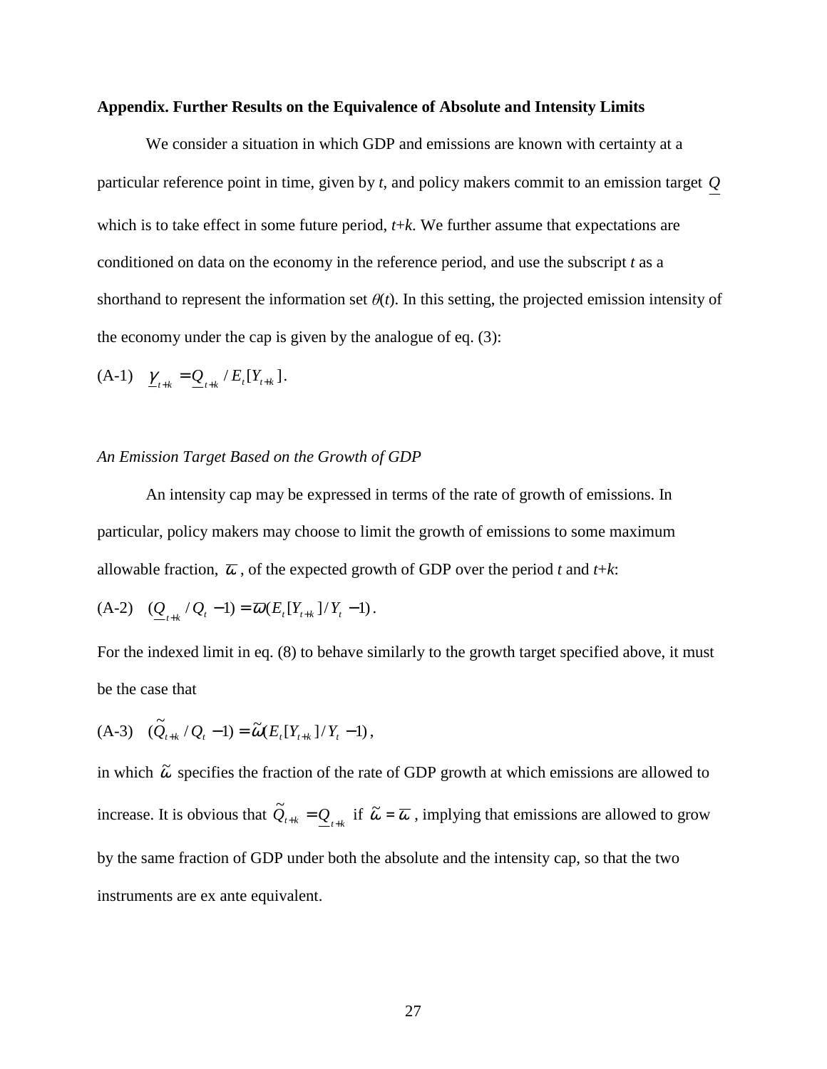**Appendix. Further Results on the Equivalence of Absolute and Intensity Limits**

We consider a situation in which GDP and emissions are known with certainty at a particular reference point in time, given by $t$, and policy makers commit to an emission target $\underline{Q}$ which is to take effect in some future period, $t$+$k$. We further assume that expectations are conditioned on data on the economy in the reference period, and use the subscript $t$ as a shorthand to represent the information set $\theta(t)$. In this setting, the projected emission intensity of the economy under the cap is given by the analogue of eq. (3):

$$\text{(A-1)} \quad \underline{\gamma}_{t+k} = \underline{Q}_{t+k} / E_t[Y_{t+k}].$$

*An Emission Target Based on the Growth of GDP*

An intensity cap may be expressed in terms of the rate of growth of emissions. In particular, policy makers may choose to limit the growth of emissions to some maximum allowable fraction, $\overline{\omega}$, of the expected growth of GDP over the period $t$ and $t$+$k$:

$$\text{(A-2)} \quad (\underline{Q}_{t+k} / Q_t - 1) = \overline{\omega}(E_t[Y_{t+k}]/Y_t - 1).$$

For the indexed limit in eq. (8) to behave similarly to the growth target specified above, it must be the case that

$$\text{(A-3)} \quad (\widetilde{Q}_{t+k} / Q_t - 1) = \widetilde{\omega}(E_t[Y_{t+k}]/Y_t - 1),$$

in which $\widetilde{\omega}$ specifies the fraction of the rate of GDP growth at which emissions are allowed to increase. It is obvious that $\widetilde{Q}_{t+k} = \underline{Q}_{t+k}$ if $\widetilde{\omega} = \overline{\omega}$, implying that emissions are allowed to grow by the same fraction of GDP under both the absolute and the intensity cap, so that the two instruments are ex ante equivalent.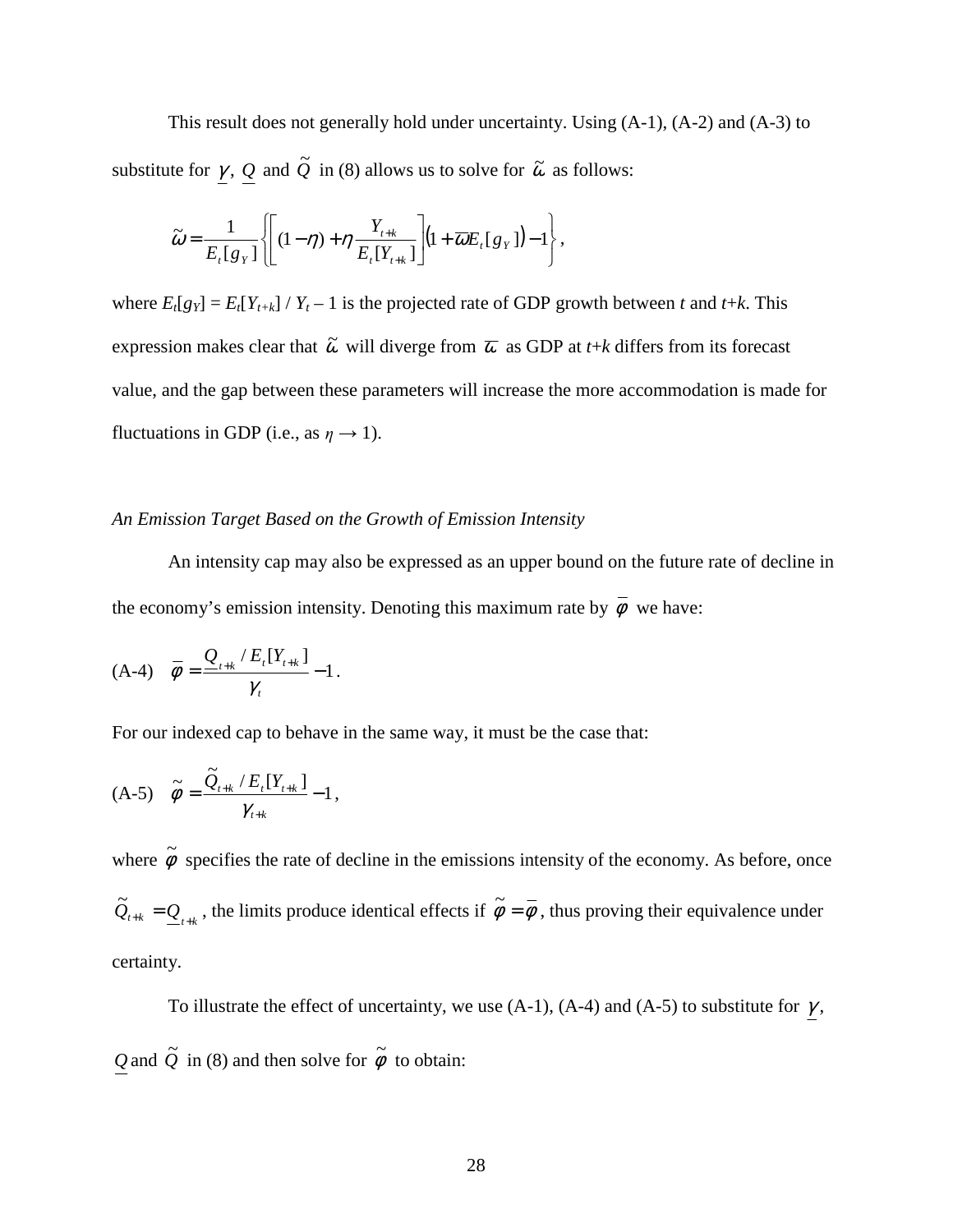This result does not generally hold under uncertainty. Using (A-1), (A-2) and (A-3) to substitute for $\underline{Y}$, $\underline{Q}$ and $\tilde{Q}$ in (8) allows us to solve for $\tilde{\omega}$ as follows:

$$\tilde{\omega} = \frac{1}{E_t[g_Y]}\left\{\left[(1-\eta) + \eta\frac{Y_{t+k}}{E_t[Y_{t+k}]}\right]\left(1+\overline{\omega}E_t[g_Y]\right) - 1\right\},$$

where $E_t[g_Y] = E_t[Y_{t+k}] / Y_t - 1$ is the projected rate of GDP growth between $t$ and $t+k$. This expression makes clear that $\tilde{\omega}$ will diverge from $\overline{\omega}$ as GDP at $t+k$ differs from its forecast value, and the gap between these parameters will increase the more accommodation is made for fluctuations in GDP (i.e., as $\eta \rightarrow 1$).

*An Emission Target Based on the Growth of Emission Intensity*

An intensity cap may also be expressed as an upper bound on the future rate of decline in the economy's emission intensity. Denoting this maximum rate by $\overline{\phi}$ we have:

$$\text{(A-4)} \quad \overline{\phi} = \frac{\underline{Q}_{t+k} / E_t[Y_{t+k}]}{\underline{Y}_t} - 1.$$

For our indexed cap to behave in the same way, it must be the case that:

$$\text{(A-5)} \quad \tilde{\phi} = \frac{\tilde{Q}_{t+k} / E_t[Y_{t+k}]}{\underline{Y}_{t+k}} - 1,$$

where $\tilde{\phi}$ specifies the rate of decline in the emissions intensity of the economy. As before, once $\tilde{Q}_{t+k} = \underline{Q}_{t+k}$, the limits produce identical effects if $\tilde{\phi} = \overline{\phi}$, thus proving their equivalence under certainty.

To illustrate the effect of uncertainty, we use (A-1), (A-4) and (A-5) to substitute for $\underline{Y}$, $\underline{Q}$ and $\tilde{Q}$ in (8) and then solve for $\tilde{\phi}$ to obtain: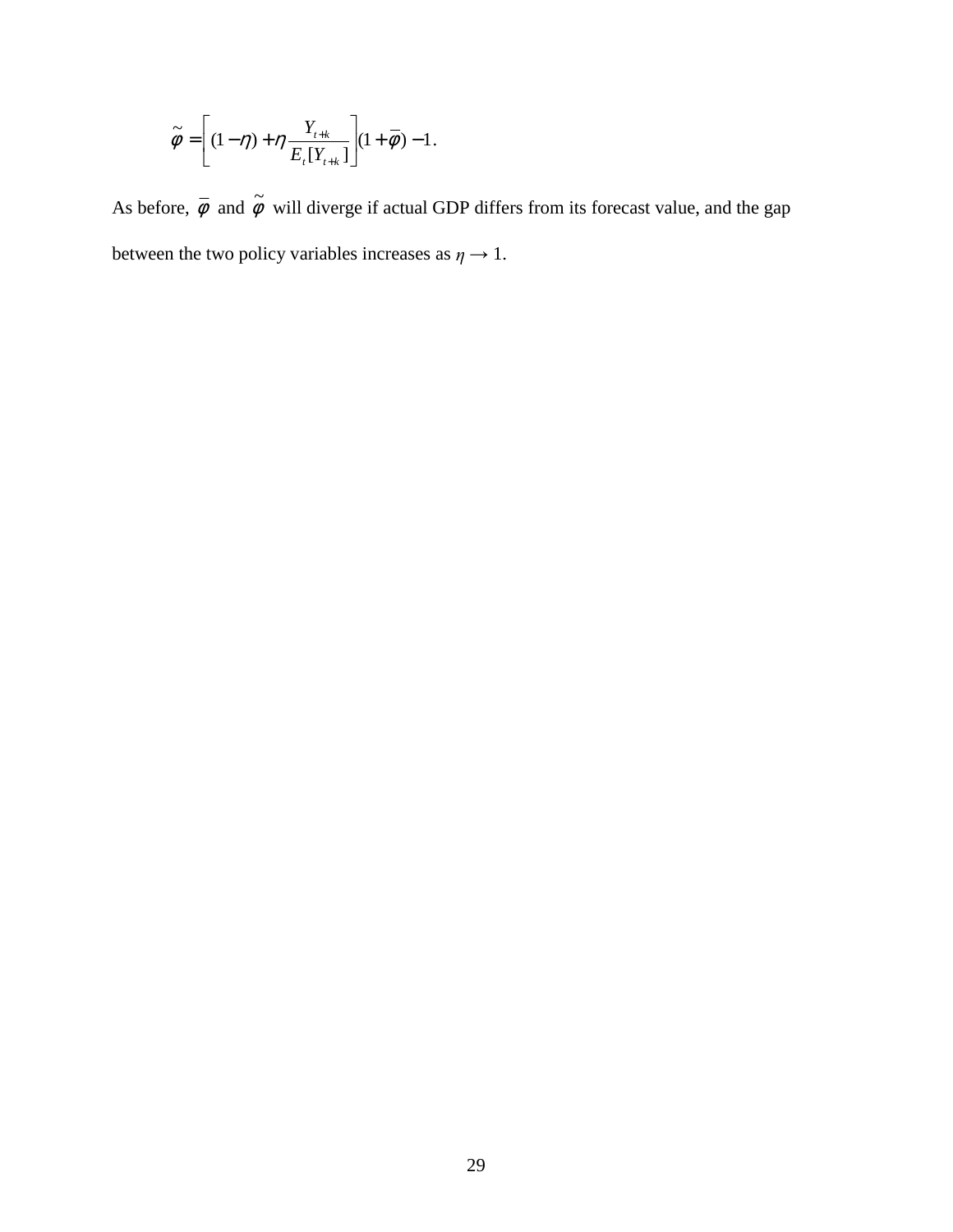$$\tilde{\varphi} = \left[ (1-\eta) + \eta \frac{Y_{t+k}}{E_t[Y_{t+k}]} \right] (1+\bar{\varphi}) - 1 .$$

As before, $\bar{\varphi}$ and $\tilde{\varphi}$ will diverge if actual GDP differs from its forecast value, and the gap between the two policy variables increases as $\eta \rightarrow 1$.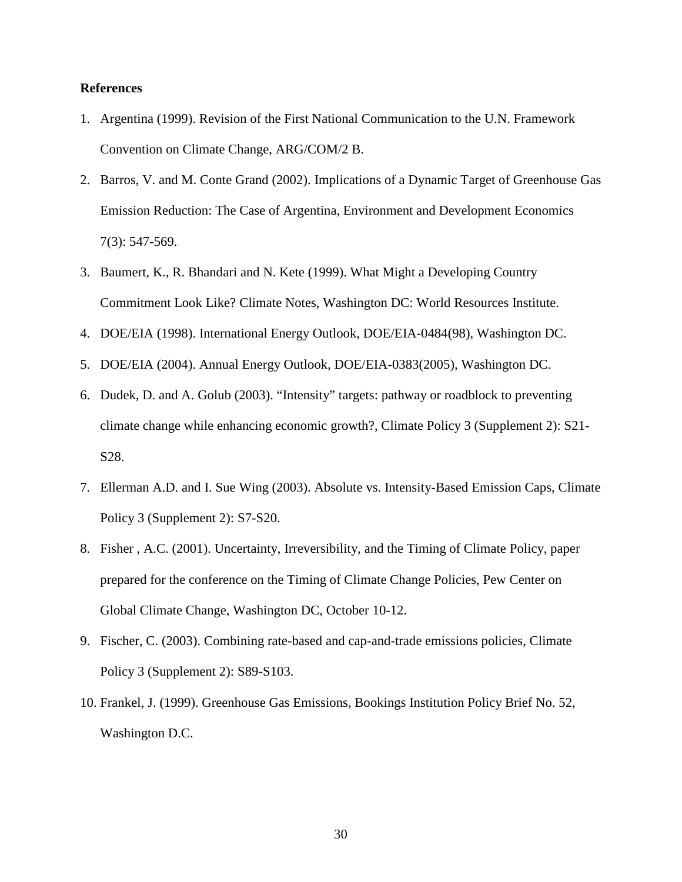**References**

1. Argentina (1999). Revision of the First National Communication to the U.N. Framework Convention on Climate Change, ARG/COM/2 B.
2. Barros, V. and M. Conte Grand (2002). Implications of a Dynamic Target of Greenhouse Gas Emission Reduction: The Case of Argentina, Environment and Development Economics 7(3): 547-569.
3. Baumert, K., R. Bhandari and N. Kete (1999). What Might a Developing Country Commitment Look Like? Climate Notes, Washington DC: World Resources Institute.
4. DOE/EIA (1998). International Energy Outlook, DOE/EIA-0484(98), Washington DC.
5. DOE/EIA (2004). Annual Energy Outlook, DOE/EIA-0383(2005), Washington DC.
6. Dudek, D. and A. Golub (2003). "Intensity" targets: pathway or roadblock to preventing climate change while enhancing economic growth?, Climate Policy 3 (Supplement 2): S21-S28.
7. Ellerman A.D. and I. Sue Wing (2003). Absolute vs. Intensity-Based Emission Caps, Climate Policy 3 (Supplement 2): S7-S20.
8. Fisher , A.C. (2001). Uncertainty, Irreversibility, and the Timing of Climate Policy, paper prepared for the conference on the Timing of Climate Change Policies, Pew Center on Global Climate Change, Washington DC, October 10-12.
9. Fischer, C. (2003). Combining rate-based and cap-and-trade emissions policies, Climate Policy 3 (Supplement 2): S89-S103.
10. Frankel, J. (1999). Greenhouse Gas Emissions, Bookings Institution Policy Brief No. 52, Washington D.C.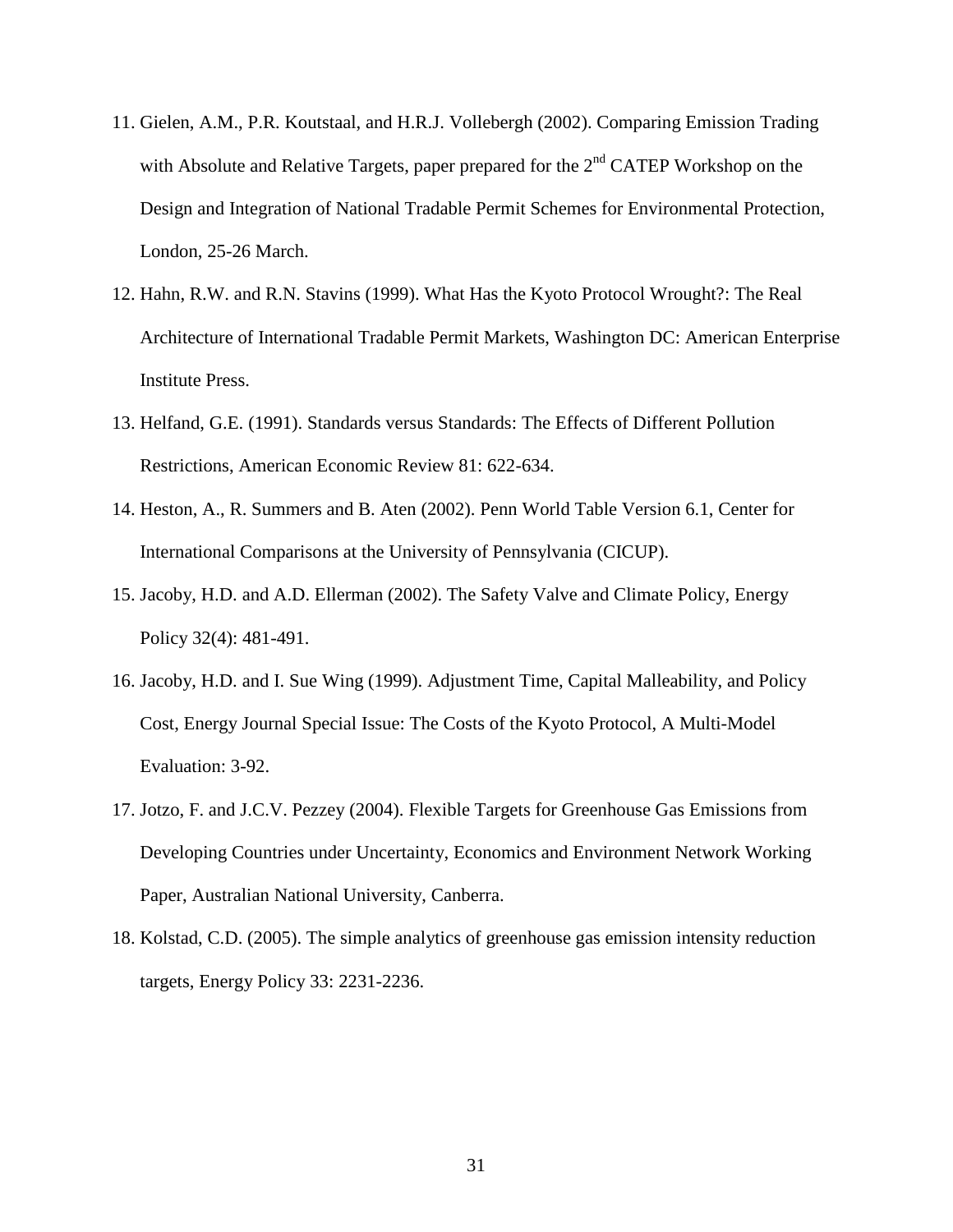11. Gielen, A.M., P.R. Koutstaal, and H.R.J. Vollebergh (2002). Comparing Emission Trading with Absolute and Relative Targets, paper prepared for the 2nd CATEP Workshop on the Design and Integration of National Tradable Permit Schemes for Environmental Protection, London, 25-26 March.
12. Hahn, R.W. and R.N. Stavins (1999). What Has the Kyoto Protocol Wrought?: The Real Architecture of International Tradable Permit Markets, Washington DC: American Enterprise Institute Press.
13. Helfand, G.E. (1991). Standards versus Standards: The Effects of Different Pollution Restrictions, American Economic Review 81: 622-634.
14. Heston, A., R. Summers and B. Aten (2002). Penn World Table Version 6.1, Center for International Comparisons at the University of Pennsylvania (CICUP).
15. Jacoby, H.D. and A.D. Ellerman (2002). The Safety Valve and Climate Policy, Energy Policy 32(4): 481-491.
16. Jacoby, H.D. and I. Sue Wing (1999). Adjustment Time, Capital Malleability, and Policy Cost, Energy Journal Special Issue: The Costs of the Kyoto Protocol, A Multi-Model Evaluation: 3-92.
17. Jotzo, F. and J.C.V. Pezzey (2004). Flexible Targets for Greenhouse Gas Emissions from Developing Countries under Uncertainty, Economics and Environment Network Working Paper, Australian National University, Canberra.
18. Kolstad, C.D. (2005). The simple analytics of greenhouse gas emission intensity reduction targets, Energy Policy 33: 2231-2236.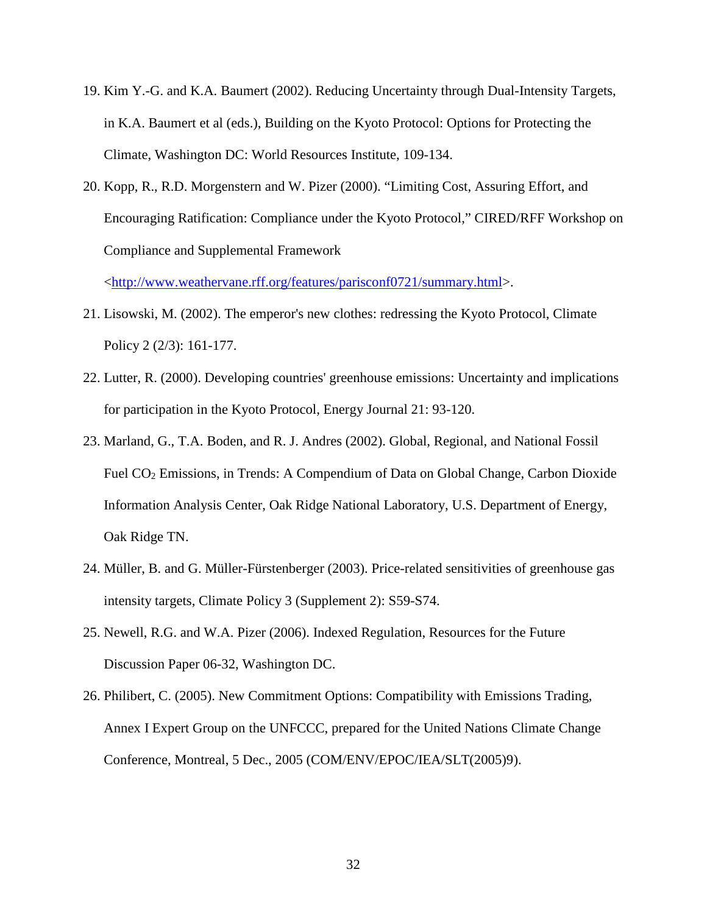19. Kim Y.-G. and K.A. Baumert (2002). Reducing Uncertainty through Dual-Intensity Targets, in K.A. Baumert et al (eds.), Building on the Kyoto Protocol: Options for Protecting the Climate, Washington DC: World Resources Institute, 109-134.
20. Kopp, R., R.D. Morgenstern and W. Pizer (2000). "Limiting Cost, Assuring Effort, and Encouraging Ratification: Compliance under the Kyoto Protocol," CIRED/RFF Workshop on Compliance and Supplemental Framework <http://www.weathervane.rff.org/features/parisconf0721/summary.html>.
21. Lisowski, M. (2002). The emperor's new clothes: redressing the Kyoto Protocol, Climate Policy 2 (2/3): 161-177.
22. Lutter, R. (2000). Developing countries' greenhouse emissions: Uncertainty and implications for participation in the Kyoto Protocol, Energy Journal 21: 93-120.
23. Marland, G., T.A. Boden, and R. J. Andres (2002). Global, Regional, and National Fossil Fuel $CO_2$ Emissions, in Trends: A Compendium of Data on Global Change, Carbon Dioxide Information Analysis Center, Oak Ridge National Laboratory, U.S. Department of Energy, Oak Ridge TN.
24. Müller, B. and G. Müller-Fürstenberger (2003). Price-related sensitivities of greenhouse gas intensity targets, Climate Policy 3 (Supplement 2): S59-S74.
25. Newell, R.G. and W.A. Pizer (2006). Indexed Regulation, Resources for the Future Discussion Paper 06-32, Washington DC.
26. Philibert, C. (2005). New Commitment Options: Compatibility with Emissions Trading, Annex I Expert Group on the UNFCCC, prepared for the United Nations Climate Change Conference, Montreal, 5 Dec., 2005 (COM/ENV/EPOC/IEA/SLT(2005)9).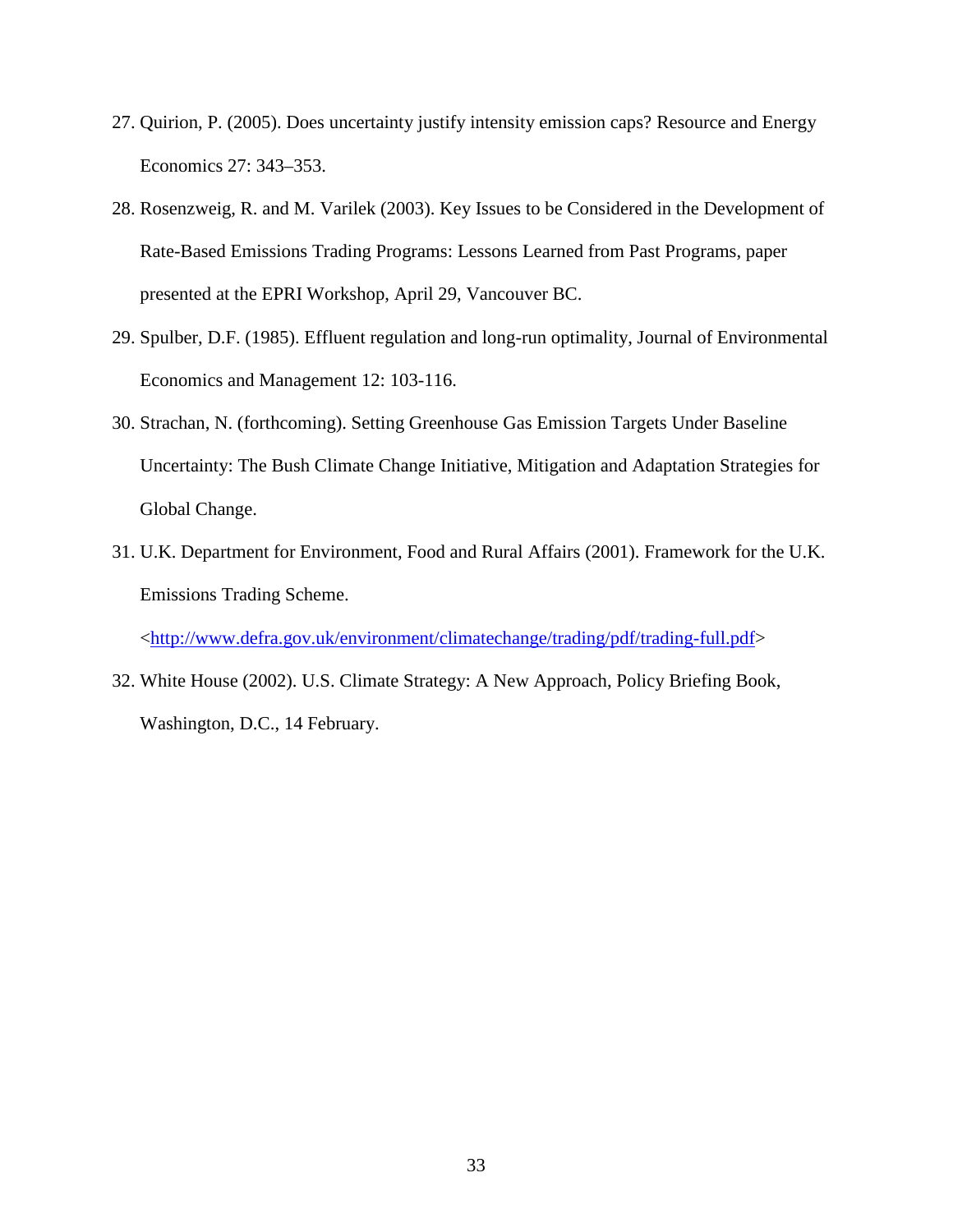27. Quirion, P. (2005). Does uncertainty justify intensity emission caps? Resource and Energy Economics 27: 343–353.

28. Rosenzweig, R. and M. Varilek (2003). Key Issues to be Considered in the Development of Rate-Based Emissions Trading Programs: Lessons Learned from Past Programs, paper presented at the EPRI Workshop, April 29, Vancouver BC.

29. Spulber, D.F. (1985). Effluent regulation and long-run optimality, Journal of Environmental Economics and Management 12: 103-116.

30. Strachan, N. (forthcoming). Setting Greenhouse Gas Emission Targets Under Baseline Uncertainty: The Bush Climate Change Initiative, Mitigation and Adaptation Strategies for Global Change.

31. U.K. Department for Environment, Food and Rural Affairs (2001). Framework for the U.K. Emissions Trading Scheme. <http://www.defra.gov.uk/environment/climatechange/trading/pdf/trading-full.pdf>

32. White House (2002). U.S. Climate Strategy: A New Approach, Policy Briefing Book, Washington, D.C., 14 February.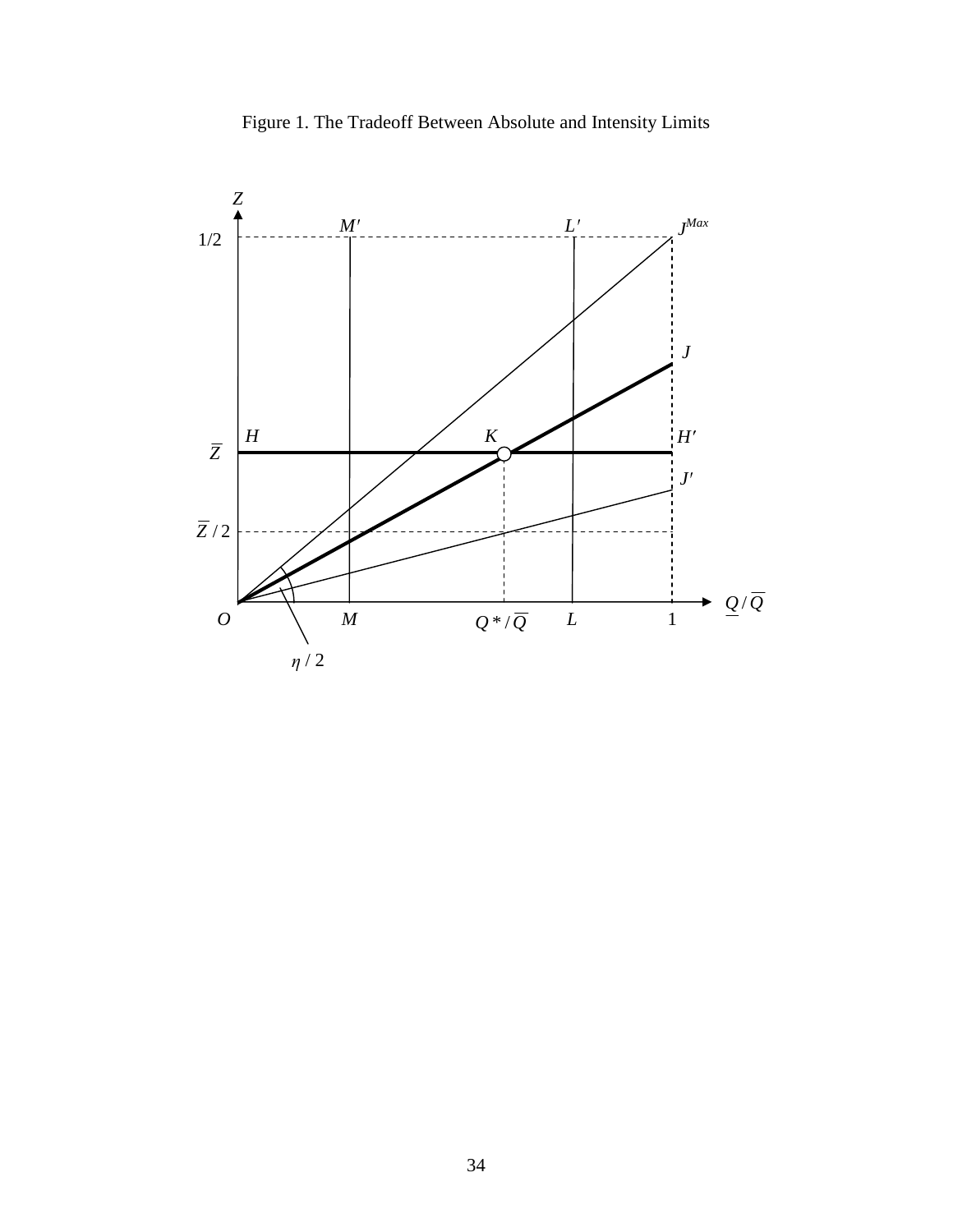Figure 1. The Tradeoff Between Absolute and Intensity Limits

$Z$

$1/2$

$M'$

$L'$

$J^{Max}$

$J$

$H$

$K$

$H'$

$\overline{Z}$

$J'$

$\overline{Z}/2$

$O$

$M$

$Q^*/\overline{Q}$

$L$

$1$

$Q/\overline{Q}$

$\eta/2$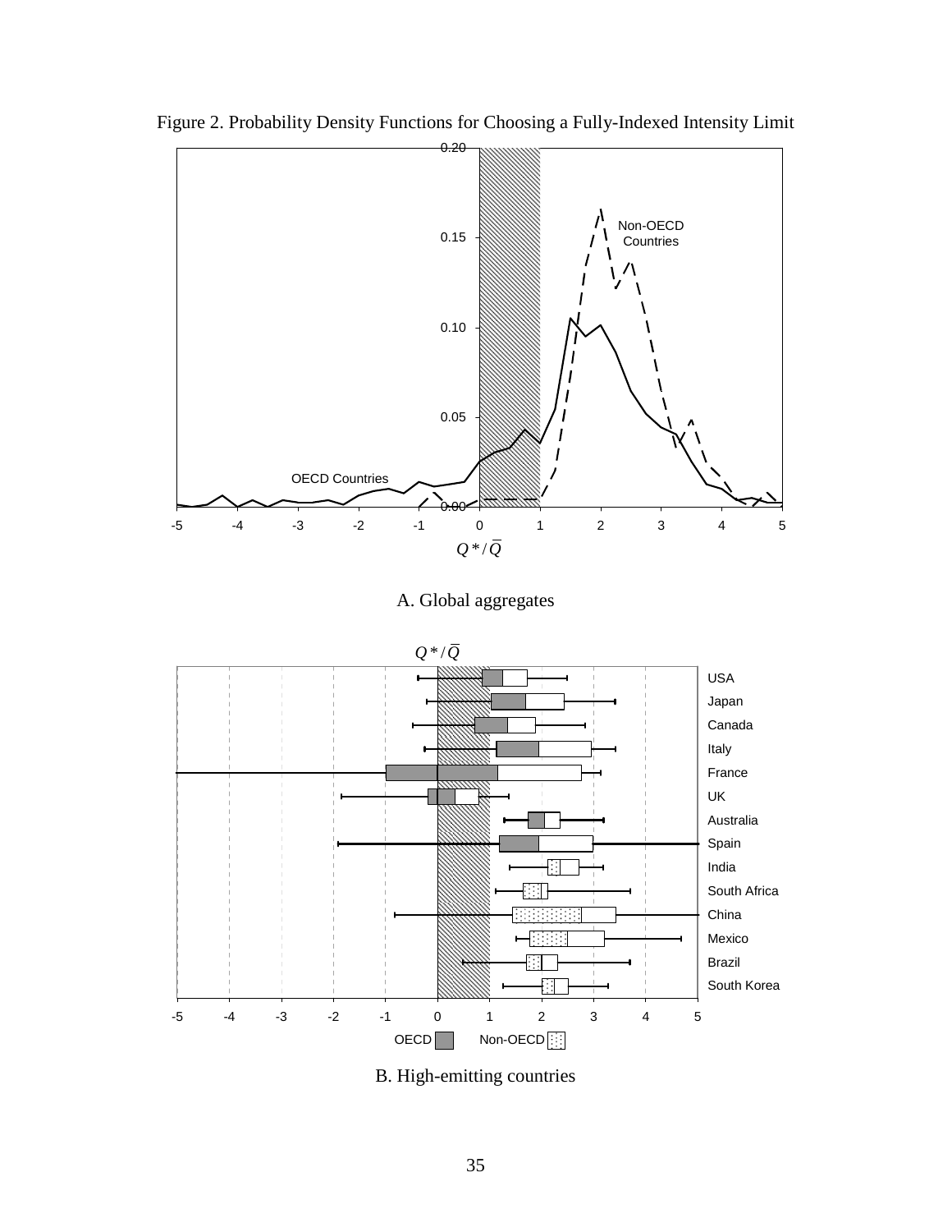Figure 2. Probability Density Functions for Choosing a Fully-Indexed Intensity Limit

0.20

0.15

0.10

0.05

0.00

-5 -4 -3 -2 -1 0 1 2 3 4 5

$Q^*/\bar{Q}$

Non-OECD Countries

OECD Countries

A. Global aggregates

$Q^*/\bar{Q}$

USA

Japan

Canada

Italy

France

UK

Australia

Spain

India

South Africa

China

Mexico

Brazil

South Korea

-5 -4 -3 -2 -1 0 1 2 3 4 5

OECD Non-OECD

B. High-emitting countries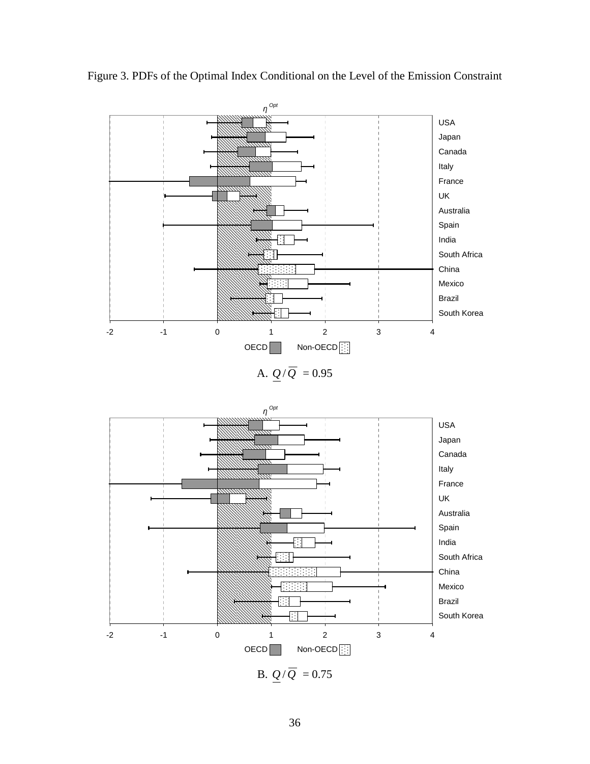Figure 3. PDFs of the Optimal Index Conditional on the Level of the Emission Constraint

$\eta^{Opt}$

USA
Japan
Canada
Italy
France
UK
Australia
Spain
India
South Africa
China
Mexico
Brazil
South Korea

-2 -1 0 1 2 3 4

OECD Non-OECD

A. $\underline{Q}/\overline{Q}$ = 0.95

$\eta^{Opt}$

USA
Japan
Canada
Italy
France
UK
Australia
Spain
India
South Africa
China
Mexico
Brazil
South Korea

-2 -1 0 1 2 3 4

OECD Non-OECD

B. $\underline{Q}/\overline{Q}$ = 0.75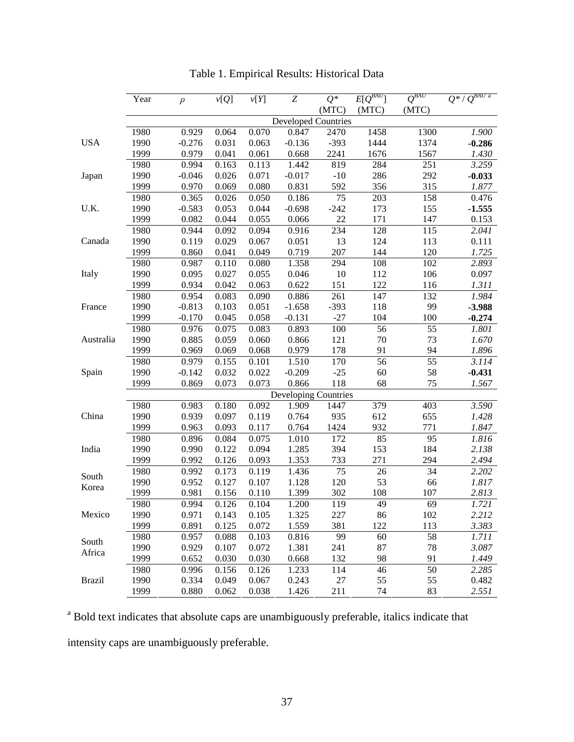# Table 1. Empirical Results: Historical Data

| | Year | $\rho$ | $v[Q]$ | $v[Y]$ | $Z$ | $Q^*$ (MTC) | $E[Q^{BAU}]$ (MTC) | $Q^{BAU}$ (MTC) | $Q^* / Q^{BAU}$ [a] |
|---|---|---|---|---|---|---|---|---|---|
| **Developed Countries** | | | | | | | | | |
| USA | 1980 | 0.929 | 0.064 | 0.070 | 0.847 | 2470 | 1458 | 1300 | *1.900* |
| | 1990 | -0.276 | 0.031 | 0.063 | -0.136 | -393 | 1444 | 1374 | **-0.286** |
| | 1999 | 0.979 | 0.041 | 0.061 | 0.668 | 2241 | 1676 | 1567 | *1.430* |
| Japan | 1980 | 0.994 | 0.163 | 0.113 | 1.442 | 819 | 284 | 251 | *3.259* |
| | 1990 | -0.046 | 0.026 | 0.071 | -0.017 | -10 | 286 | 292 | **-0.033** |
| | 1999 | 0.970 | 0.069 | 0.080 | 0.831 | 592 | 356 | 315 | *1.877* |
| U.K. | 1980 | 0.365 | 0.026 | 0.050 | 0.186 | 75 | 203 | 158 | 0.476 |
| | 1990 | -0.583 | 0.053 | 0.044 | -0.698 | -242 | 173 | 155 | **-1.555** |
| | 1999 | 0.082 | 0.044 | 0.055 | 0.066 | 22 | 171 | 147 | 0.153 |
| Canada | 1980 | 0.944 | 0.092 | 0.094 | 0.916 | 234 | 128 | 115 | *2.041* |
| | 1990 | 0.119 | 0.029 | 0.067 | 0.051 | 13 | 124 | 113 | 0.111 |
| | 1999 | 0.860 | 0.041 | 0.049 | 0.719 | 207 | 144 | 120 | *1.725* |
| Italy | 1980 | 0.987 | 0.110 | 0.080 | 1.358 | 294 | 108 | 102 | *2.893* |
| | 1990 | 0.095 | 0.027 | 0.055 | 0.046 | 10 | 112 | 106 | 0.097 |
| | 1999 | 0.934 | 0.042 | 0.063 | 0.622 | 151 | 122 | 116 | *1.311* |
| France | 1980 | 0.954 | 0.083 | 0.090 | 0.886 | 261 | 147 | 132 | *1.984* |
| | 1990 | -0.813 | 0.103 | 0.051 | -1.658 | -393 | 118 | 99 | **-3.988** |
| | 1999 | -0.170 | 0.045 | 0.058 | -0.131 | -27 | 104 | 100 | **-0.274** |
| Australia | 1980 | 0.976 | 0.075 | 0.083 | 0.893 | 100 | 56 | 55 | *1.801* |
| | 1990 | 0.885 | 0.059 | 0.060 | 0.866 | 121 | 70 | 73 | *1.670* |
| | 1999 | 0.969 | 0.069 | 0.068 | 0.979 | 178 | 91 | 94 | *1.896* |
| Spain | 1980 | 0.979 | 0.155 | 0.101 | 1.510 | 170 | 56 | 55 | *3.114* |
| | 1990 | -0.142 | 0.032 | 0.022 | -0.209 | -25 | 60 | 58 | **-0.431** |
| | 1999 | 0.869 | 0.073 | 0.073 | 0.866 | 118 | 68 | 75 | *1.567* |
| **Developing Countries** | | | | | | | | | |
| China | 1980 | 0.983 | 0.180 | 0.092 | 1.909 | 1447 | 379 | 403 | *3.590* |
| | 1990 | 0.939 | 0.097 | 0.119 | 0.764 | 935 | 612 | 655 | *1.428* |
| | 1999 | 0.963 | 0.093 | 0.117 | 0.764 | 1424 | 932 | 771 | *1.847* |
| India | 1980 | 0.896 | 0.084 | 0.075 | 1.010 | 172 | 85 | 95 | *1.816* |
| | 1990 | 0.990 | 0.122 | 0.094 | 1.285 | 394 | 153 | 184 | *2.138* |
| | 1999 | 0.992 | 0.126 | 0.093 | 1.353 | 733 | 271 | 294 | *2.494* |
| South Korea | 1980 | 0.992 | 0.173 | 0.119 | 1.436 | 75 | 26 | 34 | *2.202* |
| | 1990 | 0.952 | 0.127 | 0.107 | 1.128 | 120 | 53 | 66 | *1.817* |
| | 1999 | 0.981 | 0.156 | 0.110 | 1.399 | 302 | 108 | 107 | *2.813* |
| Mexico | 1980 | 0.994 | 0.126 | 0.104 | 1.200 | 119 | 49 | 69 | *1.721* |
| | 1990 | 0.971 | 0.143 | 0.105 | 1.325 | 227 | 86 | 102 | *2.212* |
| | 1999 | 0.891 | 0.125 | 0.072 | 1.559 | 381 | 122 | 113 | *3.383* |
| South Africa | 1980 | 0.957 | 0.088 | 0.103 | 0.816 | 99 | 60 | 58 | *1.711* |
| | 1990 | 0.929 | 0.107 | 0.072 | 1.381 | 241 | 87 | 78 | *3.087* |
| | 1999 | 0.652 | 0.030 | 0.030 | 0.668 | 132 | 98 | 91 | *1.449* |
| Brazil | 1980 | 0.996 | 0.156 | 0.126 | 1.233 | 114 | 46 | 50 | *2.285* |
| | 1990 | 0.334 | 0.049 | 0.067 | 0.243 | 27 | 55 | 55 | 0.482 |
| | 1999 | 0.880 | 0.062 | 0.038 | 1.426 | 211 | 74 | 83 | *2.551* |

[a] Bold text indicates that absolute caps are unambiguously preferable, italics indicate that intensity caps are unambiguously preferable.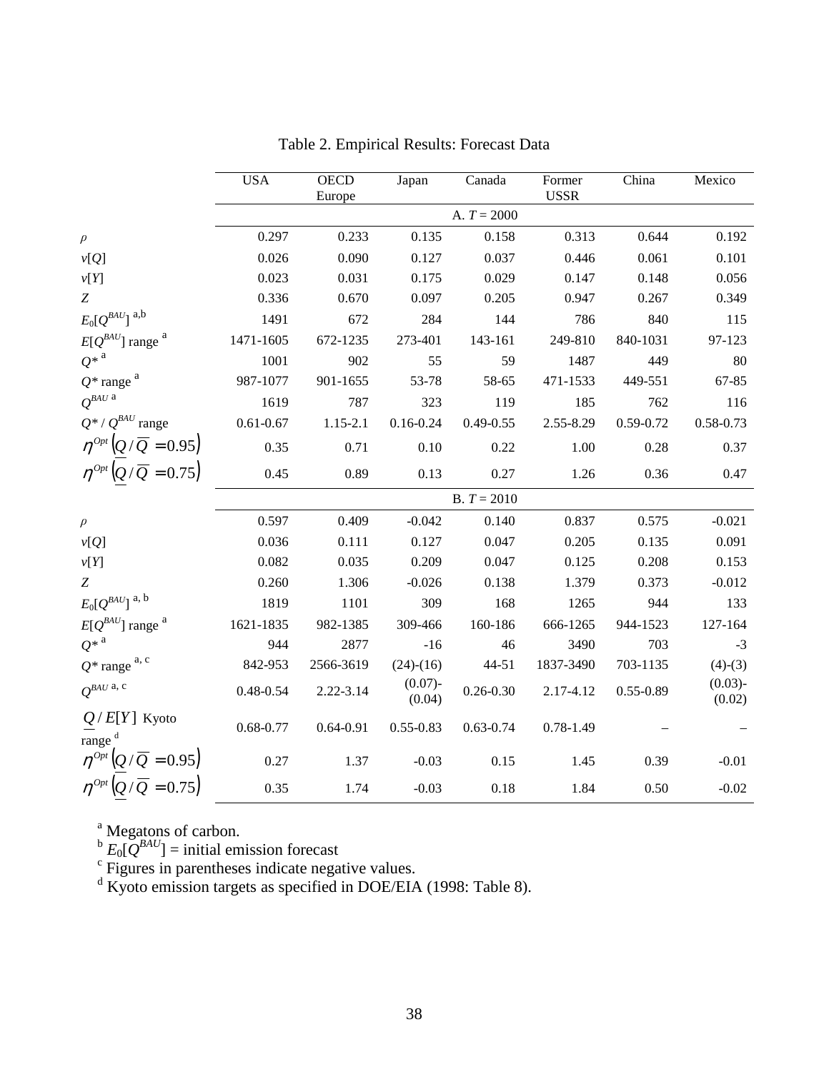Table 2. Empirical Results: Forecast Data

| | USA | OECD Europe | Japan | Canada | Former USSR | China | Mexico |
|---|---|---|---|---|---|---|---|
| | | | | A. $T = 2000$ | | | |
| $\rho$ | 0.297 | 0.233 | 0.135 | 0.158 | 0.313 | 0.644 | 0.192 |
| $v[Q]$ | 0.026 | 0.090 | 0.127 | 0.037 | 0.446 | 0.061 | 0.101 |
| $v[Y]$ | 0.023 | 0.031 | 0.175 | 0.029 | 0.147 | 0.148 | 0.056 |
| $Z$ | 0.336 | 0.670 | 0.097 | 0.205 | 0.947 | 0.267 | 0.349 |
| $E_0[Q^{BAU}]$ [a,b] | 1491 | 672 | 284 | 144 | 786 | 840 | 115 |
| $E[Q^{BAU}]$ range [a] | 1471-1605 | 672-1235 | 273-401 | 143-161 | 249-810 | 840-1031 | 97-123 |
| $Q^*$ [a] | 1001 | 902 | 55 | 59 | 1487 | 449 | 80 |
| $Q^*$ range [a] | 987-1077 | 901-1655 | 53-78 | 58-65 | 471-1533 | 449-551 | 67-85 |
| $Q^{BAU}$ [a] | 1619 | 787 | 323 | 119 | 185 | 762 | 116 |
| $Q^* / Q^{BAU}$ range | 0.61-0.67 | 1.15-2.1 | 0.16-0.24 | 0.49-0.55 | 2.55-8.29 | 0.59-0.72 | 0.58-0.73 |
| $\eta^{Opt}\left(\underline{Q}/\overline{Q} = 0.95\right)$ | 0.35 | 0.71 | 0.10 | 0.22 | 1.00 | 0.28 | 0.37 |
| $\eta^{Opt}\left(\underline{Q}/\overline{Q} = 0.75\right)$ | 0.45 | 0.89 | 0.13 | 0.27 | 1.26 | 0.36 | 0.47 |
| | | | | B. $T = 2010$ | | | |
| $\rho$ | 0.597 | 0.409 | -0.042 | 0.140 | 0.837 | 0.575 | -0.021 |
| $v[Q]$ | 0.036 | 0.111 | 0.127 | 0.047 | 0.205 | 0.135 | 0.091 |
| $v[Y]$ | 0.082 | 0.035 | 0.209 | 0.047 | 0.125 | 0.208 | 0.153 |
| $Z$ | 0.260 | 1.306 | -0.026 | 0.138 | 1.379 | 0.373 | -0.012 |
| $E_0[Q^{BAU}]$ [a, b] | 1819 | 1101 | 309 | 168 | 1265 | 944 | 133 |
| $E[Q^{BAU}]$ range [a] | 1621-1835 | 982-1385 | 309-466 | 160-186 | 666-1265 | 944-1523 | 127-164 |
| $Q^*$ [a] | 944 | 2877 | -16 | 46 | 3490 | 703 | -3 |
| $Q^*$ range [a, c] | 842-953 | 2566-3619 | (24)-(16) | 44-51 | 1837-3490 | 703-1135 | (4)-(3) |
| $Q^{BAU}$ [a, c] | 0.48-0.54 | 2.22-3.14 | (0.07)-(0.04) | 0.26-0.30 | 2.17-4.12 | 0.55-0.89 | (0.03)-(0.02) |
| $\underline{Q}/E[Y]$ Kyoto range [d] | 0.68-0.77 | 0.64-0.91 | 0.55-0.83 | 0.63-0.74 | 0.78-1.49 | – | – |
| $\eta^{Opt}\left(\underline{Q}/\overline{Q} = 0.95\right)$ | 0.27 | 1.37 | -0.03 | 0.15 | 1.45 | 0.39 | -0.01 |
| $\eta^{Opt}\left(\underline{Q}/\overline{Q} = 0.75\right)$ | 0.35 | 1.74 | -0.03 | 0.18 | 1.84 | 0.50 | -0.02 |

[a] Megatons of carbon.
[b] $E_0[Q^{BAU}]$ = initial emission forecast
[c] Figures in parentheses indicate negative values.
[d] Kyoto emission targets as specified in DOE/EIA (1998: Table 8).